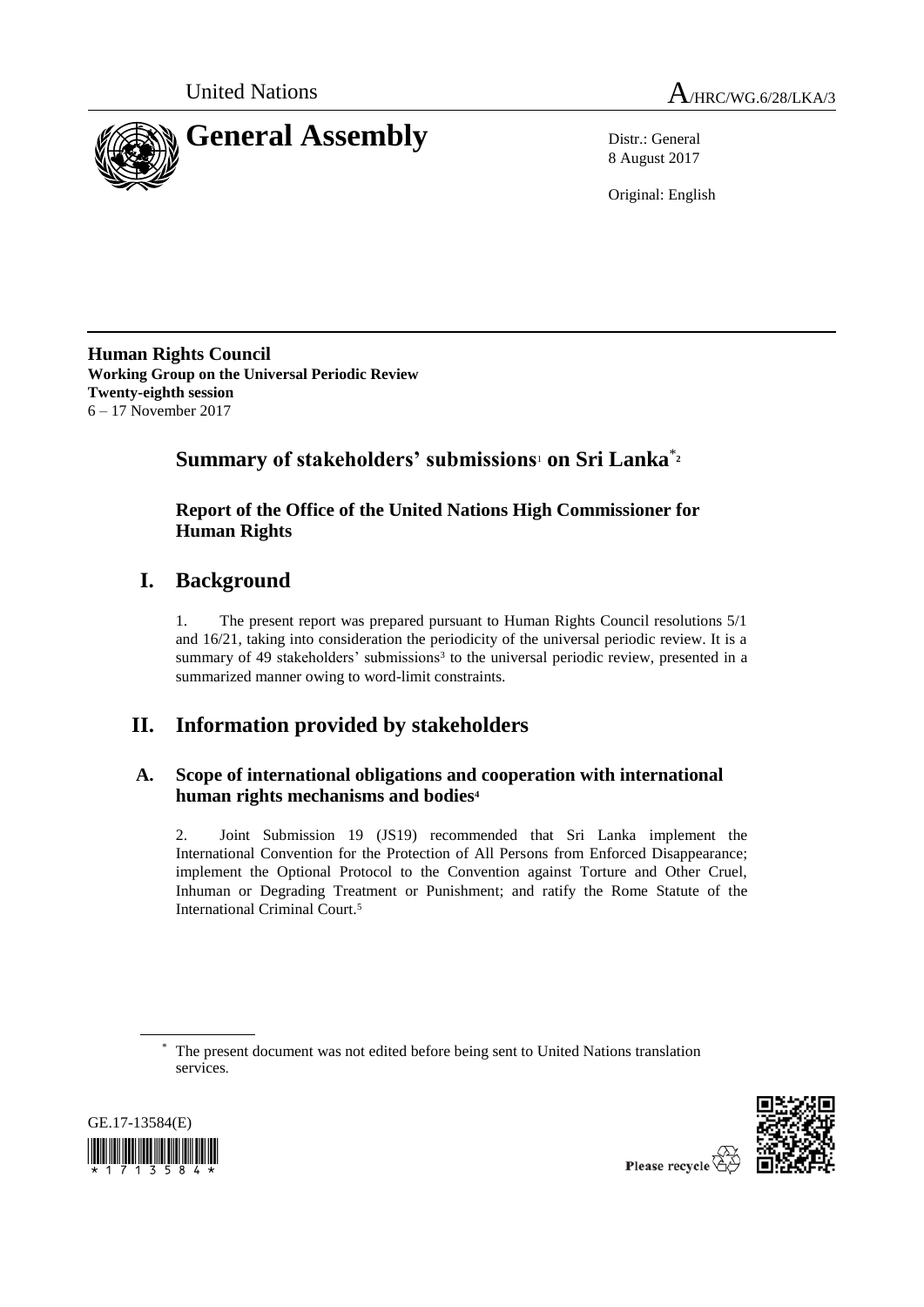United Nations

A/HRC/WG.6/28/LKA/3

# General Assembly

Distr.: General
8 August 2017

Original: English

**Human Rights Council**
**Working Group on the Universal Periodic Review**
**Twenty-eighth session**
6 – 17 November 2017

## Summary of stakeholders' submissions[1] on Sri Lanka[*2]

### Report of the Office of the United Nations High Commissioner for Human Rights

## I. Background

1. The present report was prepared pursuant to Human Rights Council resolutions 5/1 and 16/21, taking into consideration the periodicity of the universal periodic review. It is a summary of 49 stakeholders' submissions[3] to the universal periodic review, presented in a summarized manner owing to word-limit constraints.

## II. Information provided by stakeholders

### A. Scope of international obligations and cooperation with international human rights mechanisms and bodies[4]

2. Joint Submission 19 (JS19) recommended that Sri Lanka implement the International Convention for the Protection of All Persons from Enforced Disappearance; implement the Optional Protocol to the Convention against Torture and Other Cruel, Inhuman or Degrading Treatment or Punishment; and ratify the Rome Statute of the International Criminal Court.[5]

[*] The present document was not edited before being sent to United Nations translation services.

GE.17-13584(E)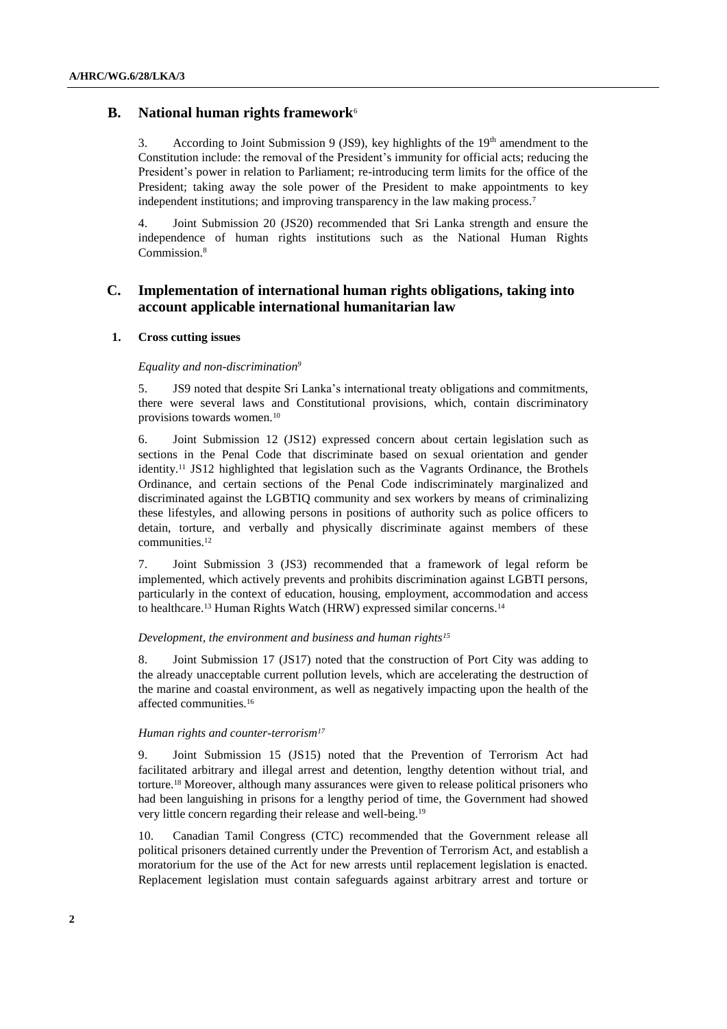## B. National human rights framework[6]

3. According to Joint Submission 9 (JS9), key highlights of the 19th amendment to the Constitution include: the removal of the President's immunity for official acts; reducing the President's power in relation to Parliament; re-introducing term limits for the office of the President; taking away the sole power of the President to make appointments to key independent institutions; and improving transparency in the law making process.[7]

4. Joint Submission 20 (JS20) recommended that Sri Lanka strength and ensure the independence of human rights institutions such as the National Human Rights Commission.[8]

## C. Implementation of international human rights obligations, taking into account applicable international humanitarian law

### 1. Cross cutting issues

*Equality and non-discrimination[9]*

5. JS9 noted that despite Sri Lanka's international treaty obligations and commitments, there were several laws and Constitutional provisions, which, contain discriminatory provisions towards women.[10]

6. Joint Submission 12 (JS12) expressed concern about certain legislation such as sections in the Penal Code that discriminate based on sexual orientation and gender identity.[11] JS12 highlighted that legislation such as the Vagrants Ordinance, the Brothels Ordinance, and certain sections of the Penal Code indiscriminately marginalized and discriminated against the LGBTIQ community and sex workers by means of criminalizing these lifestyles, and allowing persons in positions of authority such as police officers to detain, torture, and verbally and physically discriminate against members of these communities.[12]

7. Joint Submission 3 (JS3) recommended that a framework of legal reform be implemented, which actively prevents and prohibits discrimination against LGBTI persons, particularly in the context of education, housing, employment, accommodation and access to healthcare.[13] Human Rights Watch (HRW) expressed similar concerns.[14]

*Development, the environment and business and human rights[15]*

8. Joint Submission 17 (JS17) noted that the construction of Port City was adding to the already unacceptable current pollution levels, which are accelerating the destruction of the marine and coastal environment, as well as negatively impacting upon the health of the affected communities.[16]

*Human rights and counter-terrorism[17]*

9. Joint Submission 15 (JS15) noted that the Prevention of Terrorism Act had facilitated arbitrary and illegal arrest and detention, lengthy detention without trial, and torture.[18] Moreover, although many assurances were given to release political prisoners who had been languishing in prisons for a lengthy period of time, the Government had showed very little concern regarding their release and well-being.[19]

10. Canadian Tamil Congress (CTC) recommended that the Government release all political prisoners detained currently under the Prevention of Terrorism Act, and establish a moratorium for the use of the Act for new arrests until replacement legislation is enacted. Replacement legislation must contain safeguards against arbitrary arrest and torture or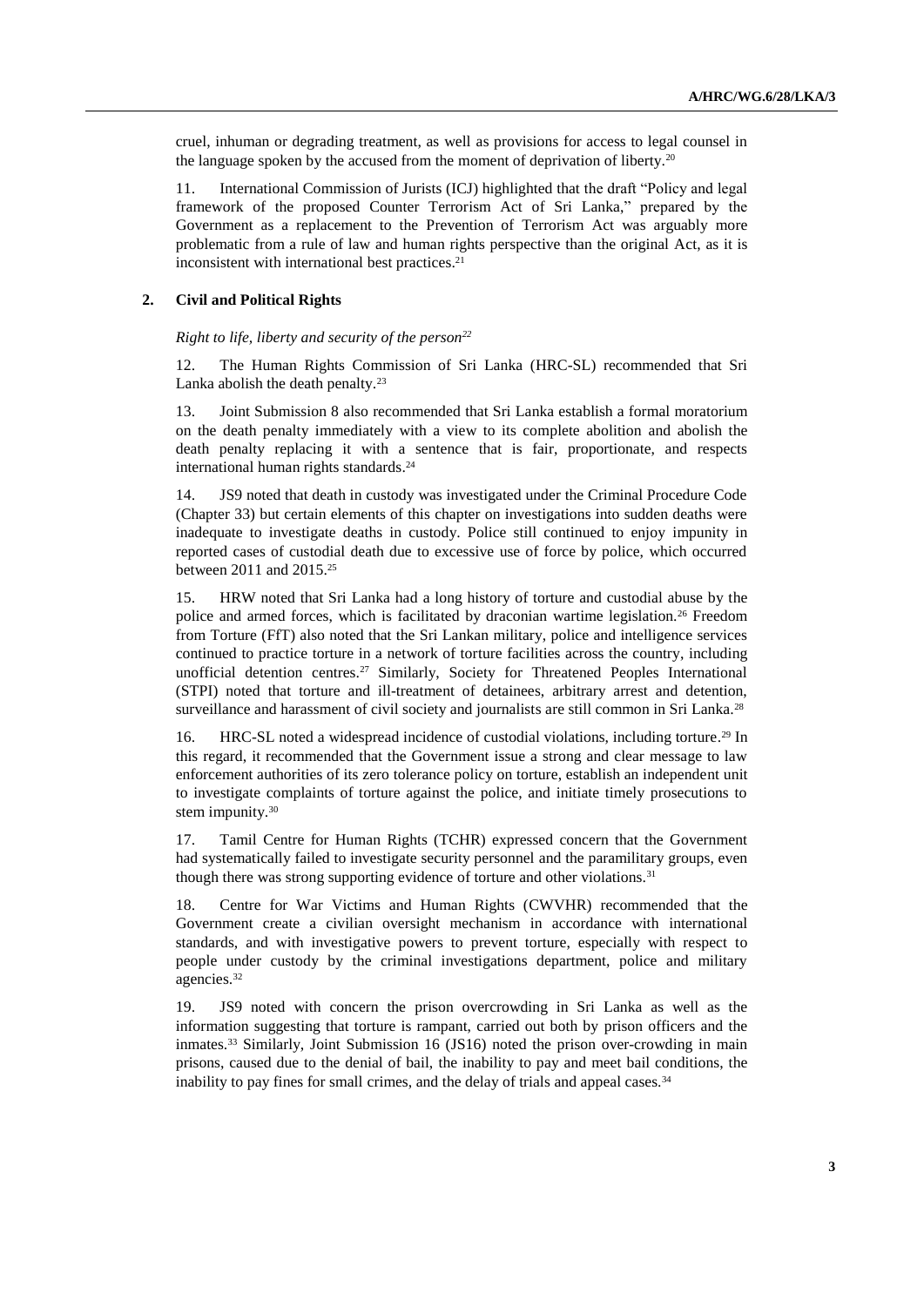cruel, inhuman or degrading treatment, as well as provisions for access to legal counsel in the language spoken by the accused from the moment of deprivation of liberty.[20]

11. International Commission of Jurists (ICJ) highlighted that the draft "Policy and legal framework of the proposed Counter Terrorism Act of Sri Lanka," prepared by the Government as a replacement to the Prevention of Terrorism Act was arguably more problematic from a rule of law and human rights perspective than the original Act, as it is inconsistent with international best practices.[21]

### 2. Civil and Political Rights

*Right to life, liberty and security of the person*[22]

12. The Human Rights Commission of Sri Lanka (HRC-SL) recommended that Sri Lanka abolish the death penalty.[23]

13. Joint Submission 8 also recommended that Sri Lanka establish a formal moratorium on the death penalty immediately with a view to its complete abolition and abolish the death penalty replacing it with a sentence that is fair, proportionate, and respects international human rights standards.[24]

14. JS9 noted that death in custody was investigated under the Criminal Procedure Code (Chapter 33) but certain elements of this chapter on investigations into sudden deaths were inadequate to investigate deaths in custody. Police still continued to enjoy impunity in reported cases of custodial death due to excessive use of force by police, which occurred between 2011 and 2015.[25]

15. HRW noted that Sri Lanka had a long history of torture and custodial abuse by the police and armed forces, which is facilitated by draconian wartime legislation.[26] Freedom from Torture (FfT) also noted that the Sri Lankan military, police and intelligence services continued to practice torture in a network of torture facilities across the country, including unofficial detention centres.[27] Similarly, Society for Threatened Peoples International (STPI) noted that torture and ill-treatment of detainees, arbitrary arrest and detention, surveillance and harassment of civil society and journalists are still common in Sri Lanka.[28]

16. HRC-SL noted a widespread incidence of custodial violations, including torture.[29] In this regard, it recommended that the Government issue a strong and clear message to law enforcement authorities of its zero tolerance policy on torture, establish an independent unit to investigate complaints of torture against the police, and initiate timely prosecutions to stem impunity.[30]

17. Tamil Centre for Human Rights (TCHR) expressed concern that the Government had systematically failed to investigate security personnel and the paramilitary groups, even though there was strong supporting evidence of torture and other violations.[31]

18. Centre for War Victims and Human Rights (CWVHR) recommended that the Government create a civilian oversight mechanism in accordance with international standards, and with investigative powers to prevent torture, especially with respect to people under custody by the criminal investigations department, police and military agencies.[32]

19. JS9 noted with concern the prison overcrowding in Sri Lanka as well as the information suggesting that torture is rampant, carried out both by prison officers and the inmates.[33] Similarly, Joint Submission 16 (JS16) noted the prison over-crowding in main prisons, caused due to the denial of bail, the inability to pay and meet bail conditions, the inability to pay fines for small crimes, and the delay of trials and appeal cases.[34]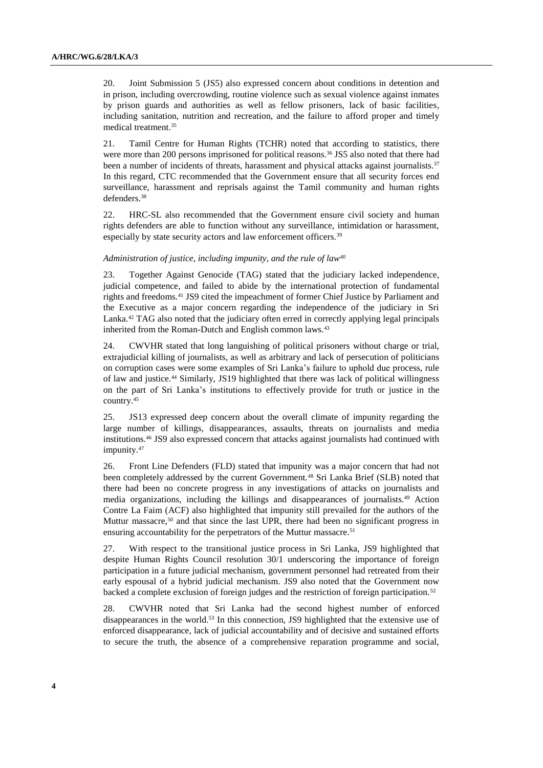20. Joint Submission 5 (JS5) also expressed concern about conditions in detention and in prison, including overcrowding, routine violence such as sexual violence against inmates by prison guards and authorities as well as fellow prisoners, lack of basic facilities, including sanitation, nutrition and recreation, and the failure to afford proper and timely medical treatment.[35]

21. Tamil Centre for Human Rights (TCHR) noted that according to statistics, there were more than 200 persons imprisoned for political reasons.[36] JS5 also noted that there had been a number of incidents of threats, harassment and physical attacks against journalists.[37] In this regard, CTC recommended that the Government ensure that all security forces end surveillance, harassment and reprisals against the Tamil community and human rights defenders.[38]

22. HRC-SL also recommended that the Government ensure civil society and human rights defenders are able to function without any surveillance, intimidation or harassment, especially by state security actors and law enforcement officers.[39]

*Administration of justice, including impunity, and the rule of law*[40]

23. Together Against Genocide (TAG) stated that the judiciary lacked independence, judicial competence, and failed to abide by the international protection of fundamental rights and freedoms.[41] JS9 cited the impeachment of former Chief Justice by Parliament and the Executive as a major concern regarding the independence of the judiciary in Sri Lanka.[42] TAG also noted that the judiciary often erred in correctly applying legal principals inherited from the Roman-Dutch and English common laws.[43]

24. CWVHR stated that long languishing of political prisoners without charge or trial, extrajudicial killing of journalists, as well as arbitrary and lack of persecution of politicians on corruption cases were some examples of Sri Lanka's failure to uphold due process, rule of law and justice.[44] Similarly, JS19 highlighted that there was lack of political willingness on the part of Sri Lanka's institutions to effectively provide for truth or justice in the country.[45]

25. JS13 expressed deep concern about the overall climate of impunity regarding the large number of killings, disappearances, assaults, threats on journalists and media institutions.[46] JS9 also expressed concern that attacks against journalists had continued with impunity.[47]

26. Front Line Defenders (FLD) stated that impunity was a major concern that had not been completely addressed by the current Government.[48] Sri Lanka Brief (SLB) noted that there had been no concrete progress in any investigations of attacks on journalists and media organizations, including the killings and disappearances of journalists.[49] Action Contre La Faim (ACF) also highlighted that impunity still prevailed for the authors of the Muttur massacre,[50] and that since the last UPR, there had been no significant progress in ensuring accountability for the perpetrators of the Muttur massacre.[51]

27. With respect to the transitional justice process in Sri Lanka, JS9 highlighted that despite Human Rights Council resolution 30/1 underscoring the importance of foreign participation in a future judicial mechanism, government personnel had retreated from their early espousal of a hybrid judicial mechanism. JS9 also noted that the Government now backed a complete exclusion of foreign judges and the restriction of foreign participation.[52]

28. CWVHR noted that Sri Lanka had the second highest number of enforced disappearances in the world.[53] In this connection, JS9 highlighted that the extensive use of enforced disappearance, lack of judicial accountability and of decisive and sustained efforts to secure the truth, the absence of a comprehensive reparation programme and social,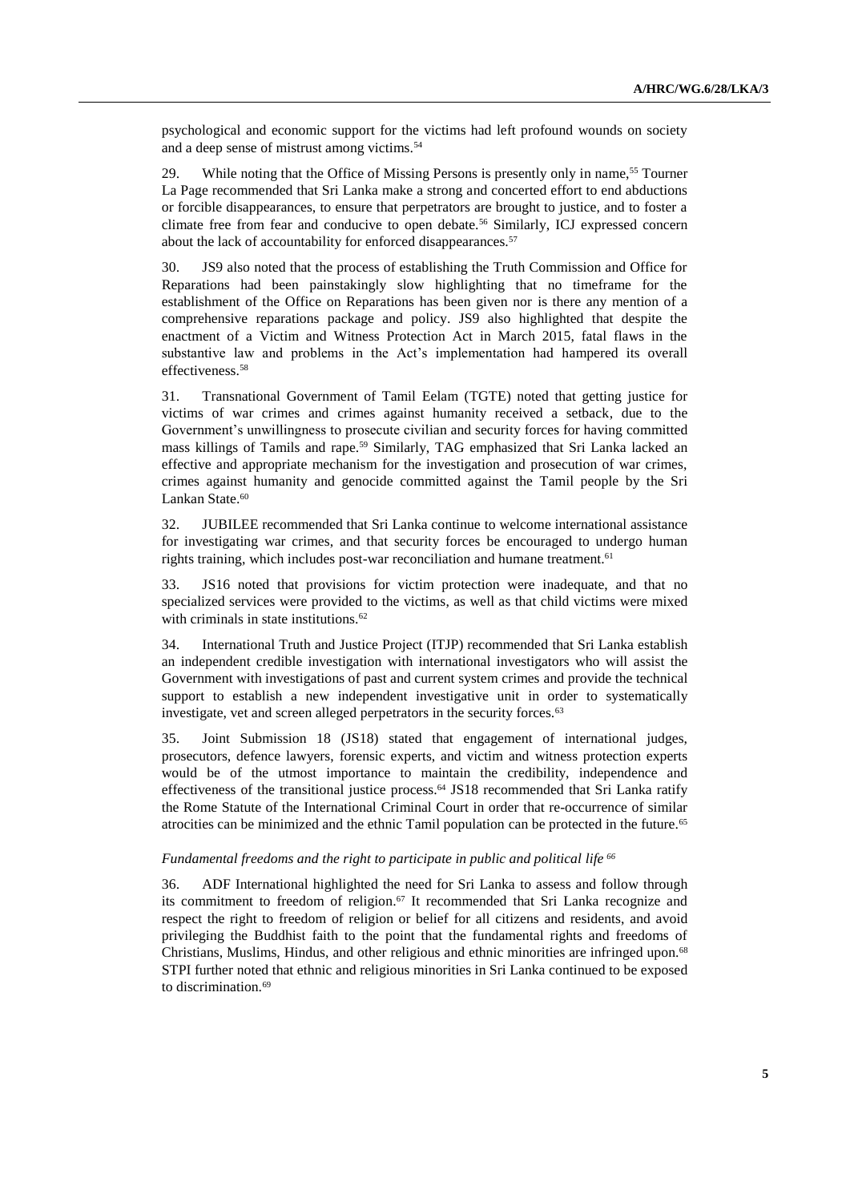psychological and economic support for the victims had left profound wounds on society and a deep sense of mistrust among victims.[54]

29. While noting that the Office of Missing Persons is presently only in name,[55] Tourner La Page recommended that Sri Lanka make a strong and concerted effort to end abductions or forcible disappearances, to ensure that perpetrators are brought to justice, and to foster a climate free from fear and conducive to open debate.[56] Similarly, ICJ expressed concern about the lack of accountability for enforced disappearances.[57]

30. JS9 also noted that the process of establishing the Truth Commission and Office for Reparations had been painstakingly slow highlighting that no timeframe for the establishment of the Office on Reparations has been given nor is there any mention of a comprehensive reparations package and policy. JS9 also highlighted that despite the enactment of a Victim and Witness Protection Act in March 2015, fatal flaws in the substantive law and problems in the Act's implementation had hampered its overall effectiveness.[58]

31. Transnational Government of Tamil Eelam (TGTE) noted that getting justice for victims of war crimes and crimes against humanity received a setback, due to the Government's unwillingness to prosecute civilian and security forces for having committed mass killings of Tamils and rape.[59] Similarly, TAG emphasized that Sri Lanka lacked an effective and appropriate mechanism for the investigation and prosecution of war crimes, crimes against humanity and genocide committed against the Tamil people by the Sri Lankan State.[60]

32. JUBILEE recommended that Sri Lanka continue to welcome international assistance for investigating war crimes, and that security forces be encouraged to undergo human rights training, which includes post-war reconciliation and humane treatment.[61]

33. JS16 noted that provisions for victim protection were inadequate, and that no specialized services were provided to the victims, as well as that child victims were mixed with criminals in state institutions.[62]

34. International Truth and Justice Project (ITJP) recommended that Sri Lanka establish an independent credible investigation with international investigators who will assist the Government with investigations of past and current system crimes and provide the technical support to establish a new independent investigative unit in order to systematically investigate, vet and screen alleged perpetrators in the security forces.[63]

35. Joint Submission 18 (JS18) stated that engagement of international judges, prosecutors, defence lawyers, forensic experts, and victim and witness protection experts would be of the utmost importance to maintain the credibility, independence and effectiveness of the transitional justice process.[64] JS18 recommended that Sri Lanka ratify the Rome Statute of the International Criminal Court in order that re-occurrence of similar atrocities can be minimized and the ethnic Tamil population can be protected in the future.[65]

*Fundamental freedoms and the right to participate in public and political life* [66]

36. ADF International highlighted the need for Sri Lanka to assess and follow through its commitment to freedom of religion.[67] It recommended that Sri Lanka recognize and respect the right to freedom of religion or belief for all citizens and residents, and avoid privileging the Buddhist faith to the point that the fundamental rights and freedoms of Christians, Muslims, Hindus, and other religious and ethnic minorities are infringed upon.[68] STPI further noted that ethnic and religious minorities in Sri Lanka continued to be exposed to discrimination.[69]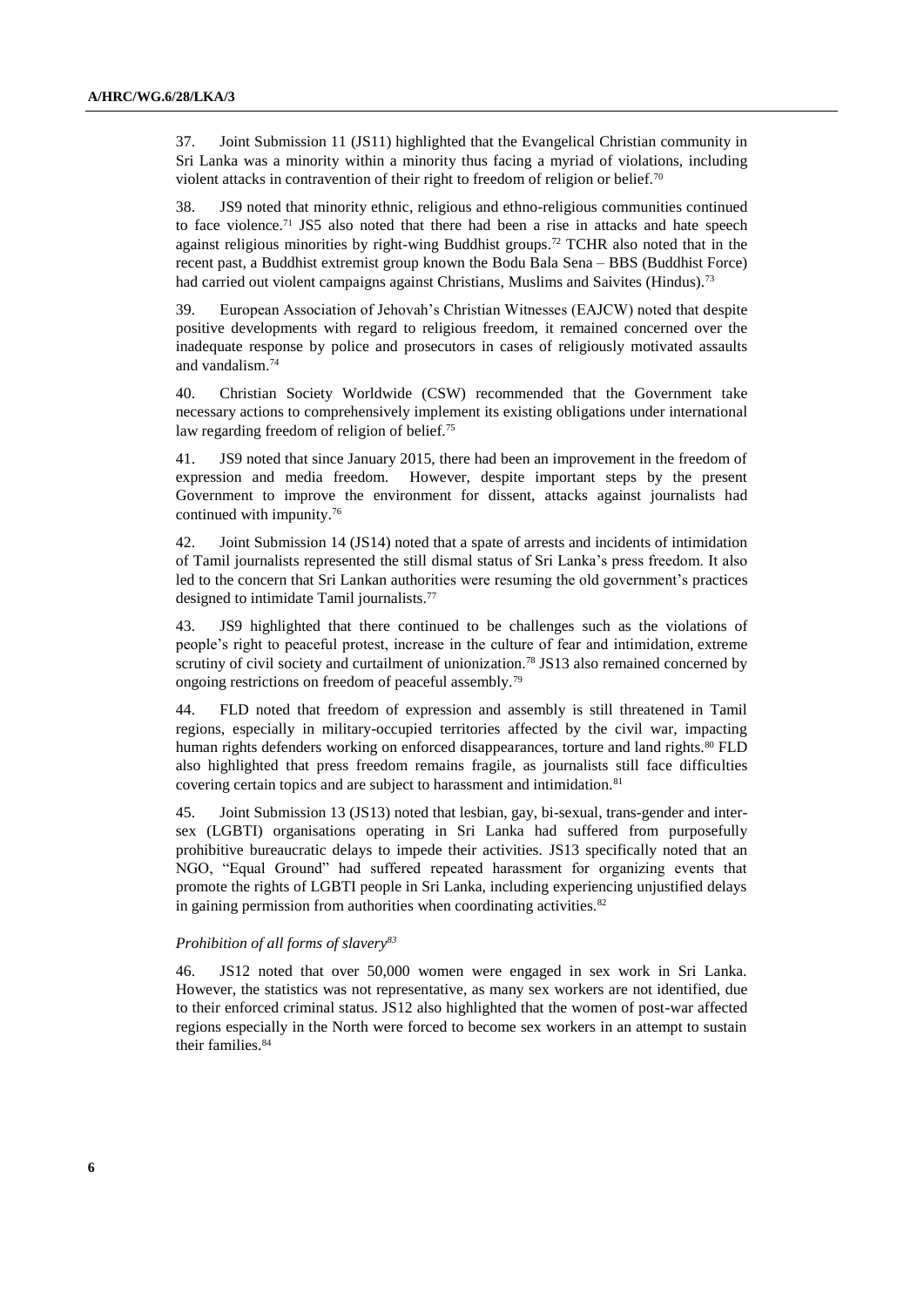37. Joint Submission 11 (JS11) highlighted that the Evangelical Christian community in Sri Lanka was a minority within a minority thus facing a myriad of violations, including violent attacks in contravention of their right to freedom of religion or belief.[70]

38. JS9 noted that minority ethnic, religious and ethno-religious communities continued to face violence.[71] JS5 also noted that there had been a rise in attacks and hate speech against religious minorities by right-wing Buddhist groups.[72] TCHR also noted that in the recent past, a Buddhist extremist group known the Bodu Bala Sena – BBS (Buddhist Force) had carried out violent campaigns against Christians, Muslims and Saivites (Hindus).[73]

39. European Association of Jehovah's Christian Witnesses (EAJCW) noted that despite positive developments with regard to religious freedom, it remained concerned over the inadequate response by police and prosecutors in cases of religiously motivated assaults and vandalism.[74]

40. Christian Society Worldwide (CSW) recommended that the Government take necessary actions to comprehensively implement its existing obligations under international law regarding freedom of religion of belief.[75]

41. JS9 noted that since January 2015, there had been an improvement in the freedom of expression and media freedom. However, despite important steps by the present Government to improve the environment for dissent, attacks against journalists had continued with impunity.[76]

42. Joint Submission 14 (JS14) noted that a spate of arrests and incidents of intimidation of Tamil journalists represented the still dismal status of Sri Lanka's press freedom. It also led to the concern that Sri Lankan authorities were resuming the old government's practices designed to intimidate Tamil journalists.[77]

43. JS9 highlighted that there continued to be challenges such as the violations of people's right to peaceful protest, increase in the culture of fear and intimidation, extreme scrutiny of civil society and curtailment of unionization.[78] JS13 also remained concerned by ongoing restrictions on freedom of peaceful assembly.[79]

44. FLD noted that freedom of expression and assembly is still threatened in Tamil regions, especially in military-occupied territories affected by the civil war, impacting human rights defenders working on enforced disappearances, torture and land rights.[80] FLD also highlighted that press freedom remains fragile, as journalists still face difficulties covering certain topics and are subject to harassment and intimidation.[81]

45. Joint Submission 13 (JS13) noted that lesbian, gay, bi-sexual, trans-gender and inter-sex (LGBTI) organisations operating in Sri Lanka had suffered from purposefully prohibitive bureaucratic delays to impede their activities. JS13 specifically noted that an NGO, "Equal Ground" had suffered repeated harassment for organizing events that promote the rights of LGBTI people in Sri Lanka, including experiencing unjustified delays in gaining permission from authorities when coordinating activities.[82]

*Prohibition of all forms of slavery*[83]

46. JS12 noted that over 50,000 women were engaged in sex work in Sri Lanka. However, the statistics was not representative, as many sex workers are not identified, due to their enforced criminal status. JS12 also highlighted that the women of post-war affected regions especially in the North were forced to become sex workers in an attempt to sustain their families.[84]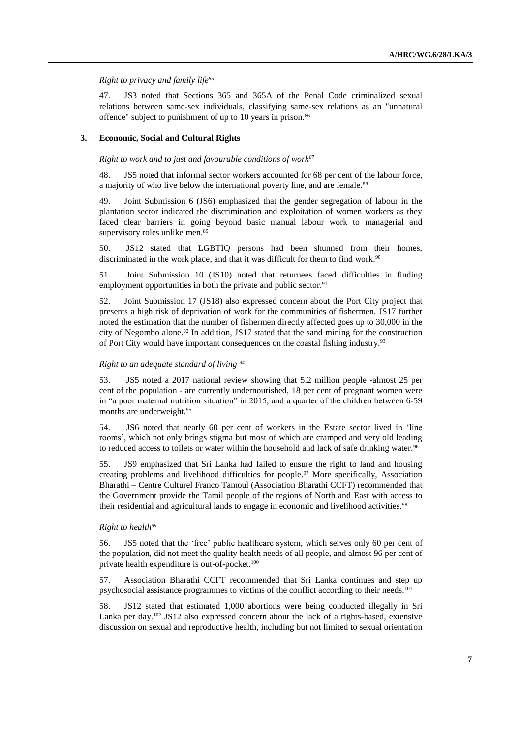*Right to privacy and family life*[85]

47. JS3 noted that Sections 365 and 365A of the Penal Code criminalized sexual relations between same-sex individuals, classifying same-sex relations as an "unnatural offence" subject to punishment of up to 10 years in prison.[86]

### 3. Economic, Social and Cultural Rights

*Right to work and to just and favourable conditions of work*[87]

48. JS5 noted that informal sector workers accounted for 68 per cent of the labour force, a majority of who live below the international poverty line, and are female.[88]

49. Joint Submission 6 (JS6) emphasized that the gender segregation of labour in the plantation sector indicated the discrimination and exploitation of women workers as they faced clear barriers in going beyond basic manual labour work to managerial and supervisory roles unlike men.[89]

50. JS12 stated that LGBTIQ persons had been shunned from their homes, discriminated in the work place, and that it was difficult for them to find work.[90]

51. Joint Submission 10 (JS10) noted that returnees faced difficulties in finding employment opportunities in both the private and public sector.[91]

52. Joint Submission 17 (JS18) also expressed concern about the Port City project that presents a high risk of deprivation of work for the communities of fishermen. JS17 further noted the estimation that the number of fishermen directly affected goes up to 30,000 in the city of Negombo alone.[92] In addition, JS17 stated that the sand mining for the construction of Port City would have important consequences on the coastal fishing industry.[93]

*Right to an adequate standard of living* [94]

53. JS5 noted a 2017 national review showing that 5.2 million people -almost 25 per cent of the population - are currently undernourished, 18 per cent of pregnant women were in "a poor maternal nutrition situation" in 2015, and a quarter of the children between 6-59 months are underweight.[95]

54. JS6 noted that nearly 60 per cent of workers in the Estate sector lived in 'line rooms', which not only brings stigma but most of which are cramped and very old leading to reduced access to toilets or water within the household and lack of safe drinking water.[96]

55. JS9 emphasized that Sri Lanka had failed to ensure the right to land and housing creating problems and livelihood difficulties for people.[97] More specifically, Association Bharathi – Centre Culturel Franco Tamoul (Association Bharathi CCFT) recommended that the Government provide the Tamil people of the regions of North and East with access to their residential and agricultural lands to engage in economic and livelihood activities.[98]

*Right to health*[99]

56. JS5 noted that the 'free' public healthcare system, which serves only 60 per cent of the population, did not meet the quality health needs of all people, and almost 96 per cent of private health expenditure is out-of-pocket.[100]

57. Association Bharathi CCFT recommended that Sri Lanka continues and step up psychosocial assistance programmes to victims of the conflict according to their needs.[101]

58. JS12 stated that estimated 1,000 abortions were being conducted illegally in Sri Lanka per day.[102] JS12 also expressed concern about the lack of a rights-based, extensive discussion on sexual and reproductive health, including but not limited to sexual orientation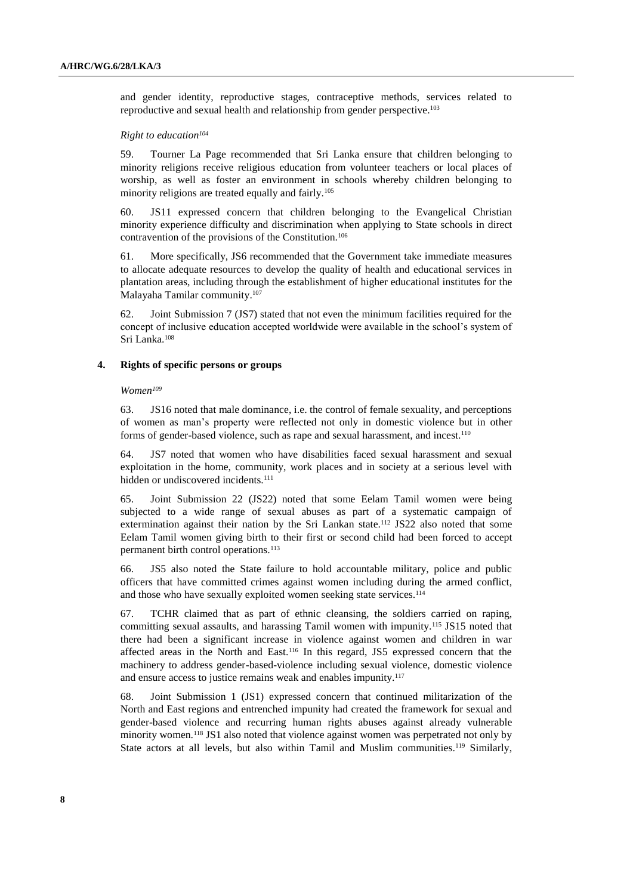and gender identity, reproductive stages, contraceptive methods, services related to reproductive and sexual health and relationship from gender perspective.[103]

*Right to education[104]*

59. Tourner La Page recommended that Sri Lanka ensure that children belonging to minority religions receive religious education from volunteer teachers or local places of worship, as well as foster an environment in schools whereby children belonging to minority religions are treated equally and fairly.[105]

60. JS11 expressed concern that children belonging to the Evangelical Christian minority experience difficulty and discrimination when applying to State schools in direct contravention of the provisions of the Constitution.[106]

61. More specifically, JS6 recommended that the Government take immediate measures to allocate adequate resources to develop the quality of health and educational services in plantation areas, including through the establishment of higher educational institutes for the Malayaha Tamilar community.[107]

62. Joint Submission 7 (JS7) stated that not even the minimum facilities required for the concept of inclusive education accepted worldwide were available in the school's system of Sri Lanka.[108]

### 4. Rights of specific persons or groups

*Women[109]*

63. JS16 noted that male dominance, i.e. the control of female sexuality, and perceptions of women as man's property were reflected not only in domestic violence but in other forms of gender-based violence, such as rape and sexual harassment, and incest.[110]

64. JS7 noted that women who have disabilities faced sexual harassment and sexual exploitation in the home, community, work places and in society at a serious level with hidden or undiscovered incidents.[111]

65. Joint Submission 22 (JS22) noted that some Eelam Tamil women were being subjected to a wide range of sexual abuses as part of a systematic campaign of extermination against their nation by the Sri Lankan state.[112] JS22 also noted that some Eelam Tamil women giving birth to their first or second child had been forced to accept permanent birth control operations.[113]

66. JS5 also noted the State failure to hold accountable military, police and public officers that have committed crimes against women including during the armed conflict, and those who have sexually exploited women seeking state services.[114]

67. TCHR claimed that as part of ethnic cleansing, the soldiers carried on raping, committing sexual assaults, and harassing Tamil women with impunity.[115] JS15 noted that there had been a significant increase in violence against women and children in war affected areas in the North and East.[116] In this regard, JS5 expressed concern that the machinery to address gender-based-violence including sexual violence, domestic violence and ensure access to justice remains weak and enables impunity.[117]

68. Joint Submission 1 (JS1) expressed concern that continued militarization of the North and East regions and entrenched impunity had created the framework for sexual and gender-based violence and recurring human rights abuses against already vulnerable minority women.[118] JS1 also noted that violence against women was perpetrated not only by State actors at all levels, but also within Tamil and Muslim communities.[119] Similarly,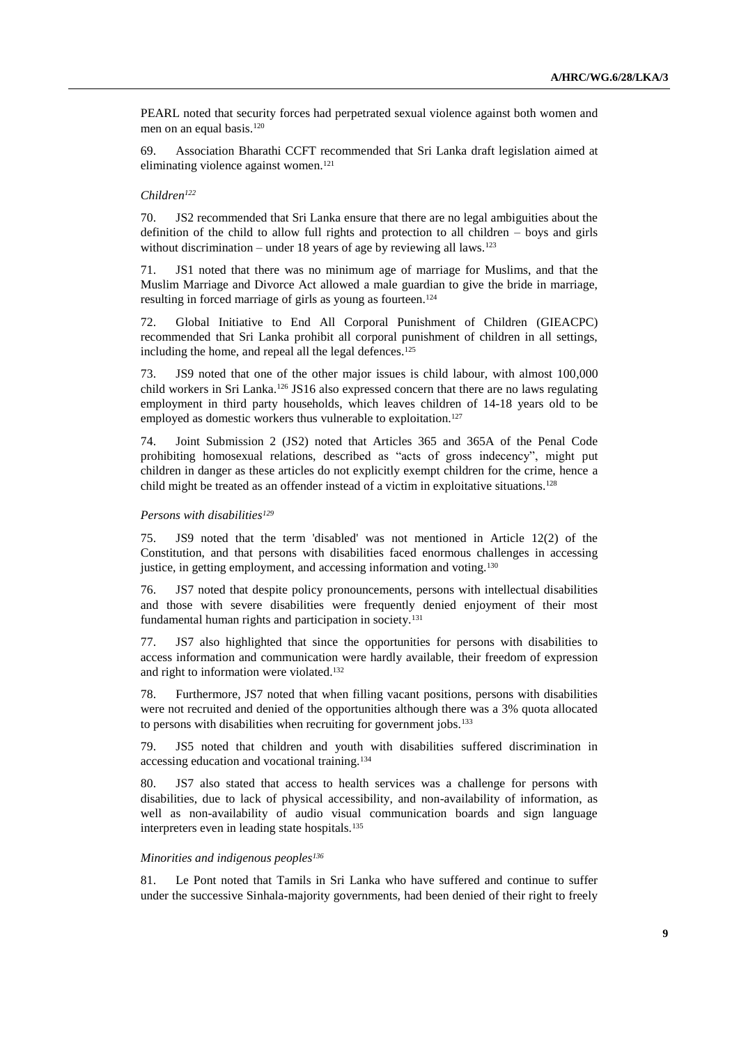PEARL noted that security forces had perpetrated sexual violence against both women and men on an equal basis.[120]

69. Association Bharathi CCFT recommended that Sri Lanka draft legislation aimed at eliminating violence against women.[121]

*Children*[122]

70. JS2 recommended that Sri Lanka ensure that there are no legal ambiguities about the definition of the child to allow full rights and protection to all children – boys and girls without discrimination – under 18 years of age by reviewing all laws.[123]

71. JS1 noted that there was no minimum age of marriage for Muslims, and that the Muslim Marriage and Divorce Act allowed a male guardian to give the bride in marriage, resulting in forced marriage of girls as young as fourteen.[124]

72. Global Initiative to End All Corporal Punishment of Children (GIEACPC) recommended that Sri Lanka prohibit all corporal punishment of children in all settings, including the home, and repeal all the legal defences.[125]

73. JS9 noted that one of the other major issues is child labour, with almost 100,000 child workers in Sri Lanka.[126] JS16 also expressed concern that there are no laws regulating employment in third party households, which leaves children of 14-18 years old to be employed as domestic workers thus vulnerable to exploitation.[127]

74. Joint Submission 2 (JS2) noted that Articles 365 and 365A of the Penal Code prohibiting homosexual relations, described as "acts of gross indecency", might put children in danger as these articles do not explicitly exempt children for the crime, hence a child might be treated as an offender instead of a victim in exploitative situations.[128]

*Persons with disabilities*[129]

75. JS9 noted that the term 'disabled' was not mentioned in Article 12(2) of the Constitution, and that persons with disabilities faced enormous challenges in accessing justice, in getting employment, and accessing information and voting.[130]

76. JS7 noted that despite policy pronouncements, persons with intellectual disabilities and those with severe disabilities were frequently denied enjoyment of their most fundamental human rights and participation in society.[131]

77. JS7 also highlighted that since the opportunities for persons with disabilities to access information and communication were hardly available, their freedom of expression and right to information were violated.[132]

78. Furthermore, JS7 noted that when filling vacant positions, persons with disabilities were not recruited and denied of the opportunities although there was a 3% quota allocated to persons with disabilities when recruiting for government jobs.[133]

79. JS5 noted that children and youth with disabilities suffered discrimination in accessing education and vocational training.[134]

80. JS7 also stated that access to health services was a challenge for persons with disabilities, due to lack of physical accessibility, and non-availability of information, as well as non-availability of audio visual communication boards and sign language interpreters even in leading state hospitals.[135]

*Minorities and indigenous peoples*[136]

81. Le Pont noted that Tamils in Sri Lanka who have suffered and continue to suffer under the successive Sinhala-majority governments, had been denied of their right to freely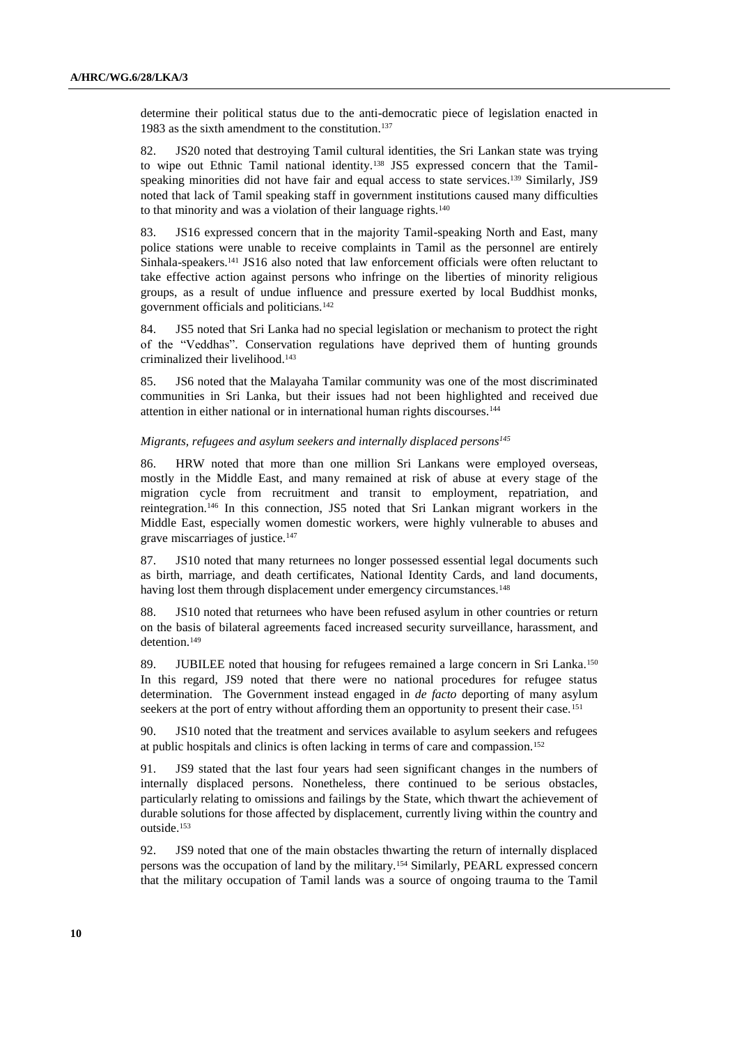determine their political status due to the anti-democratic piece of legislation enacted in 1983 as the sixth amendment to the constitution.[137]

82. JS20 noted that destroying Tamil cultural identities, the Sri Lankan state was trying to wipe out Ethnic Tamil national identity.[138] JS5 expressed concern that the Tamil-speaking minorities did not have fair and equal access to state services.[139] Similarly, JS9 noted that lack of Tamil speaking staff in government institutions caused many difficulties to that minority and was a violation of their language rights.[140]

83. JS16 expressed concern that in the majority Tamil-speaking North and East, many police stations were unable to receive complaints in Tamil as the personnel are entirely Sinhala-speakers.[141] JS16 also noted that law enforcement officials were often reluctant to take effective action against persons who infringe on the liberties of minority religious groups, as a result of undue influence and pressure exerted by local Buddhist monks, government officials and politicians.[142]

84. JS5 noted that Sri Lanka had no special legislation or mechanism to protect the right of the "Veddhas". Conservation regulations have deprived them of hunting grounds criminalized their livelihood.[143]

85. JS6 noted that the Malayaha Tamilar community was one of the most discriminated communities in Sri Lanka, but their issues had not been highlighted and received due attention in either national or in international human rights discourses.[144]

*Migrants, refugees and asylum seekers and internally displaced persons*[145]

86. HRW noted that more than one million Sri Lankans were employed overseas, mostly in the Middle East, and many remained at risk of abuse at every stage of the migration cycle from recruitment and transit to employment, repatriation, and reintegration.[146] In this connection, JS5 noted that Sri Lankan migrant workers in the Middle East, especially women domestic workers, were highly vulnerable to abuses and grave miscarriages of justice.[147]

87. JS10 noted that many returnees no longer possessed essential legal documents such as birth, marriage, and death certificates, National Identity Cards, and land documents, having lost them through displacement under emergency circumstances.[148]

88. JS10 noted that returnees who have been refused asylum in other countries or return on the basis of bilateral agreements faced increased security surveillance, harassment, and detention.[149]

89. JUBILEE noted that housing for refugees remained a large concern in Sri Lanka.[150] In this regard, JS9 noted that there were no national procedures for refugee status determination. The Government instead engaged in *de facto* deporting of many asylum seekers at the port of entry without affording them an opportunity to present their case.[151]

90. JS10 noted that the treatment and services available to asylum seekers and refugees at public hospitals and clinics is often lacking in terms of care and compassion.[152]

91. JS9 stated that the last four years had seen significant changes in the numbers of internally displaced persons. Nonetheless, there continued to be serious obstacles, particularly relating to omissions and failings by the State, which thwart the achievement of durable solutions for those affected by displacement, currently living within the country and outside.[153]

92. JS9 noted that one of the main obstacles thwarting the return of internally displaced persons was the occupation of land by the military.[154] Similarly, PEARL expressed concern that the military occupation of Tamil lands was a source of ongoing trauma to the Tamil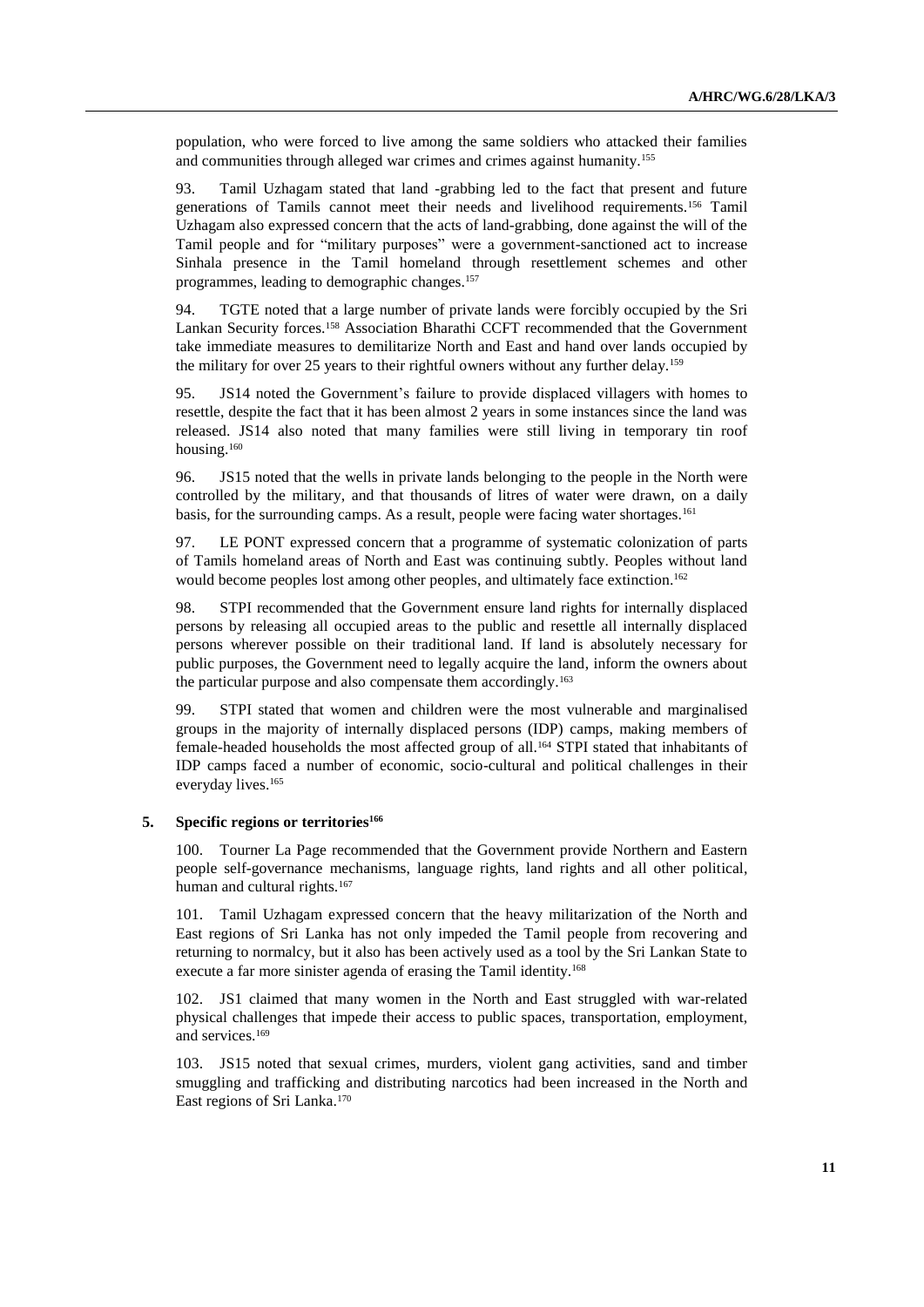population, who were forced to live among the same soldiers who attacked their families and communities through alleged war crimes and crimes against humanity.[155]

93. Tamil Uzhagam stated that land -grabbing led to the fact that present and future generations of Tamils cannot meet their needs and livelihood requirements.[156] Tamil Uzhagam also expressed concern that the acts of land-grabbing, done against the will of the Tamil people and for "military purposes" were a government-sanctioned act to increase Sinhala presence in the Tamil homeland through resettlement schemes and other programmes, leading to demographic changes.[157]

94. TGTE noted that a large number of private lands were forcibly occupied by the Sri Lankan Security forces.[158] Association Bharathi CCFT recommended that the Government take immediate measures to demilitarize North and East and hand over lands occupied by the military for over 25 years to their rightful owners without any further delay.[159]

95. JS14 noted the Government's failure to provide displaced villagers with homes to resettle, despite the fact that it has been almost 2 years in some instances since the land was released. JS14 also noted that many families were still living in temporary tin roof housing.[160]

96. JS15 noted that the wells in private lands belonging to the people in the North were controlled by the military, and that thousands of litres of water were drawn, on a daily basis, for the surrounding camps. As a result, people were facing water shortages.[161]

97. LE PONT expressed concern that a programme of systematic colonization of parts of Tamils homeland areas of North and East was continuing subtly. Peoples without land would become peoples lost among other peoples, and ultimately face extinction.[162]

98. STPI recommended that the Government ensure land rights for internally displaced persons by releasing all occupied areas to the public and resettle all internally displaced persons wherever possible on their traditional land. If land is absolutely necessary for public purposes, the Government need to legally acquire the land, inform the owners about the particular purpose and also compensate them accordingly.[163]

99. STPI stated that women and children were the most vulnerable and marginalised groups in the majority of internally displaced persons (IDP) camps, making members of female-headed households the most affected group of all.[164] STPI stated that inhabitants of IDP camps faced a number of economic, socio-cultural and political challenges in their everyday lives.[165]

### 5. Specific regions or territories[166]

100. Tourner La Page recommended that the Government provide Northern and Eastern people self-governance mechanisms, language rights, land rights and all other political, human and cultural rights.[167]

101. Tamil Uzhagam expressed concern that the heavy militarization of the North and East regions of Sri Lanka has not only impeded the Tamil people from recovering and returning to normalcy, but it also has been actively used as a tool by the Sri Lankan State to execute a far more sinister agenda of erasing the Tamil identity.[168]

102. JS1 claimed that many women in the North and East struggled with war-related physical challenges that impede their access to public spaces, transportation, employment, and services.[169]

103. JS15 noted that sexual crimes, murders, violent gang activities, sand and timber smuggling and trafficking and distributing narcotics had been increased in the North and East regions of Sri Lanka.[170]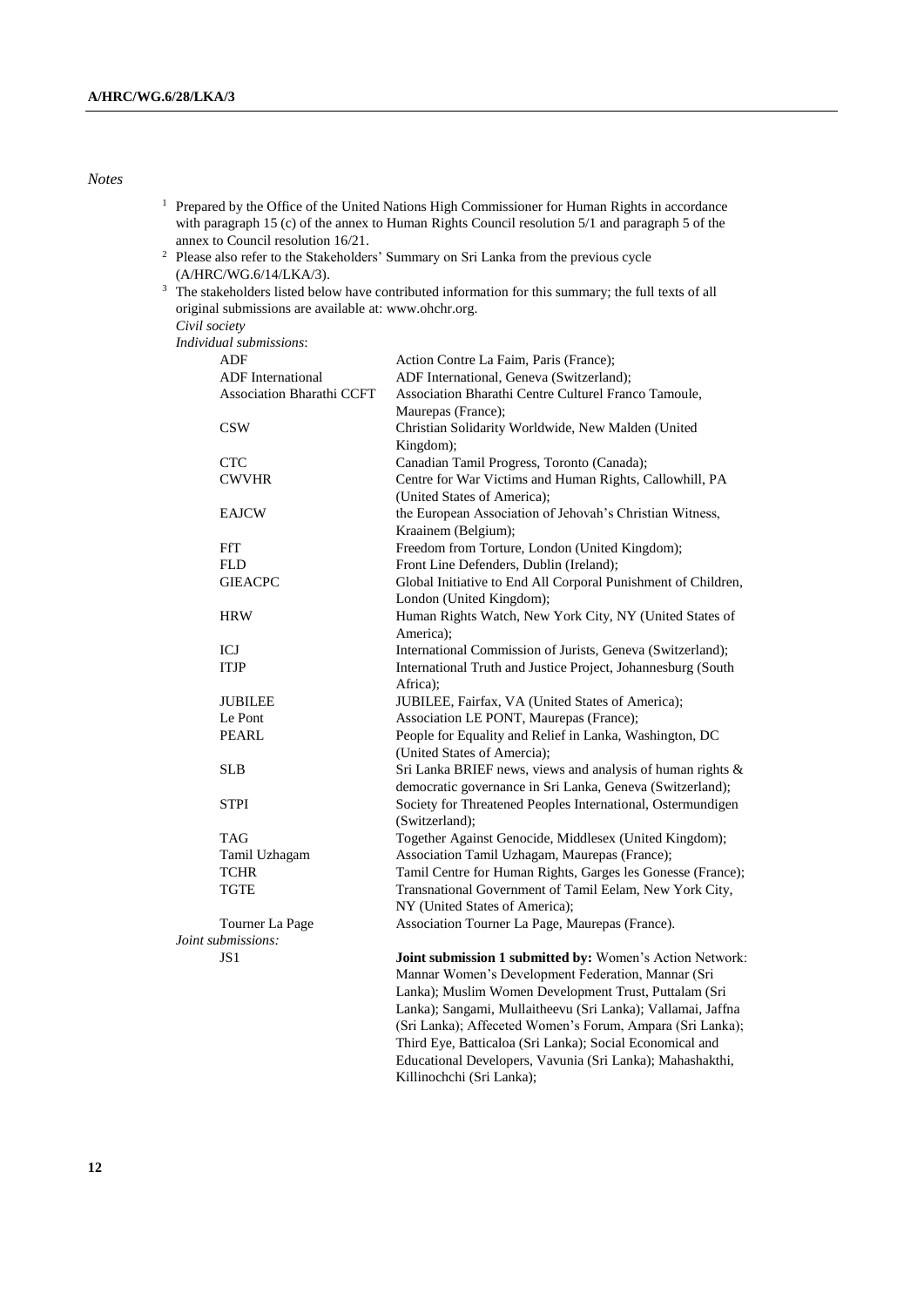*Notes*

[1] Prepared by the Office of the United Nations High Commissioner for Human Rights in accordance with paragraph 15 (c) of the annex to Human Rights Council resolution 5/1 and paragraph 5 of the annex to Council resolution 16/21.

[2] Please also refer to the Stakeholders' Summary on Sri Lanka from the previous cycle (A/HRC/WG.6/14/LKA/3).

[3] The stakeholders listed below have contributed information for this summary; the full texts of all original submissions are available at: www.ohchr.org.

*Civil society*

*Individual submissions*:

| | |
|---|---|
| ADF | Action Contre La Faim, Paris (France); |
| ADF International | ADF International, Geneva (Switzerland); |
| Association Bharathi CCFT | Association Bharathi Centre Culturel Franco Tamoule, Maurepas (France); |
| CSW | Christian Solidarity Worldwide, New Malden (United Kingdom); |
| CTC | Canadian Tamil Progress, Toronto (Canada); |
| CWVHR | Centre for War Victims and Human Rights, Callowhill, PA (United States of America); |
| EAJCW | the European Association of Jehovah's Christian Witness, Kraainem (Belgium); |
| FfT | Freedom from Torture, London (United Kingdom); |
| FLD | Front Line Defenders, Dublin (Ireland); |
| GIEACPC | Global Initiative to End All Corporal Punishment of Children, London (United Kingdom); |
| HRW | Human Rights Watch, New York City, NY (United States of America); |
| ICJ | International Commission of Jurists, Geneva (Switzerland); |
| ITJP | International Truth and Justice Project, Johannesburg (South Africa); |
| JUBILEE | JUBILEE, Fairfax, VA (United States of America); |
| Le Pont | Association LE PONT, Maurepas (France); |
| PEARL | People for Equality and Relief in Lanka, Washington, DC (United States of Amercia); |
| SLB | Sri Lanka BRIEF news, views and analysis of human rights & democratic governance in Sri Lanka, Geneva (Switzerland); |
| STPI | Society for Threatened Peoples International, Ostermundigen (Switzerland); |
| TAG | Together Against Genocide, Middlesex (United Kingdom); |
| Tamil Uzhagam | Association Tamil Uzhagam, Maurepas (France); |
| TCHR | Tamil Centre for Human Rights, Garges les Gonesse (France); |
| TGTE | Transnational Government of Tamil Eelam, New York City, NY (United States of America); |
| Tourner La Page | Association Tourner La Page, Maurepas (France). |

*Joint submissions:*

| | |
|---|---|
| JS1 | **Joint submission 1 submitted by:** Women's Action Network: Mannar Women's Development Federation, Mannar (Sri Lanka); Muslim Women Development Trust, Puttalam (Sri Lanka); Sangami, Mullaitheevu (Sri Lanka); Vallamai, Jaffna (Sri Lanka); Affeceted Women's Forum, Ampara (Sri Lanka); Third Eye, Batticaloa (Sri Lanka); Social Economical and Educational Developers, Vavunia (Sri Lanka); Mahashakthi, Killinochchi (Sri Lanka); |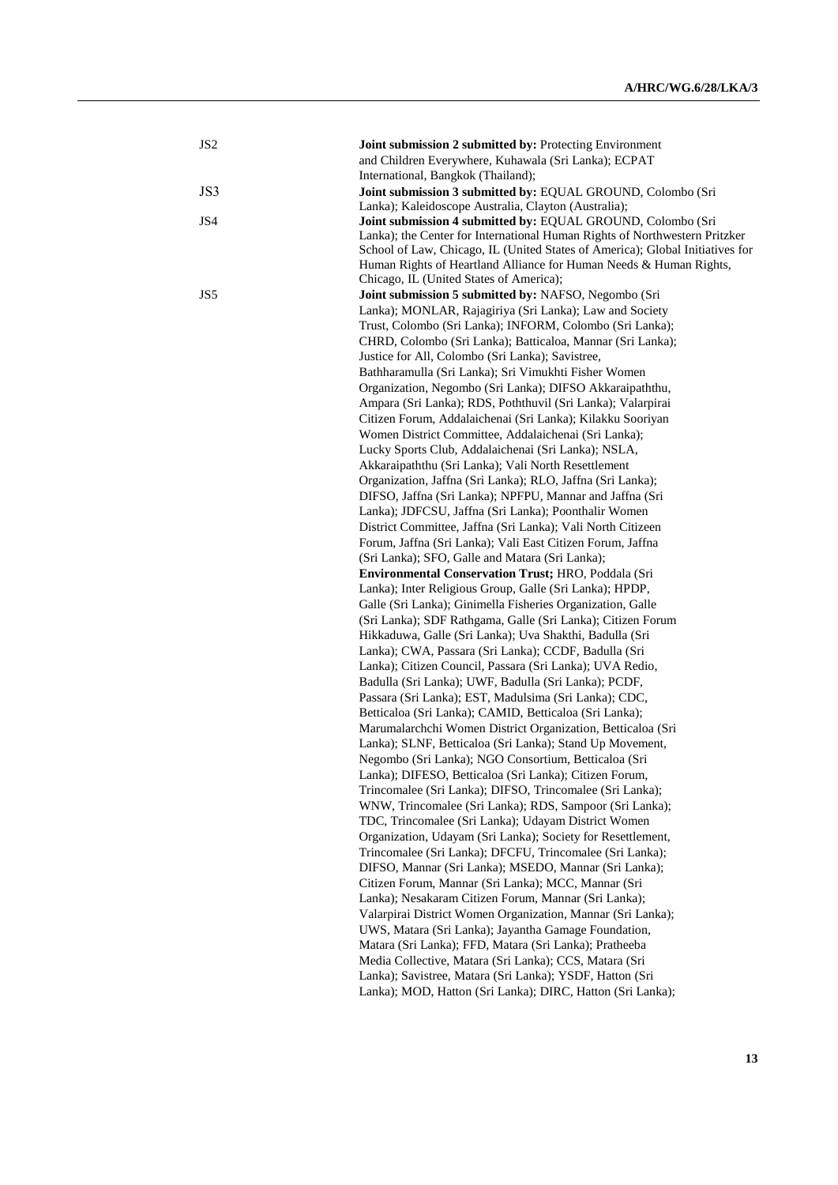| | |
|---|---|
| JS2 | **Joint submission 2 submitted by:** Protecting Environment and Children Everywhere, Kuhawala (Sri Lanka); ECPAT International, Bangkok (Thailand); |
| JS3 | **Joint submission 3 submitted by:** EQUAL GROUND, Colombo (Sri Lanka); Kaleidoscope Australia, Clayton (Australia); |
| JS4 | **Joint submission 4 submitted by:** EQUAL GROUND, Colombo (Sri Lanka); the Center for International Human Rights of Northwestern Pritzker School of Law, Chicago, IL (United States of America); Global Initiatives for Human Rights of Heartland Alliance for Human Needs & Human Rights, Chicago, IL (United States of America); |
| JS5 | **Joint submission 5 submitted by:** NAFSO, Negombo (Sri Lanka); MONLAR, Rajagiriya (Sri Lanka); Law and Society Trust, Colombo (Sri Lanka); INFORM, Colombo (Sri Lanka); CHRD, Colombo (Sri Lanka); Batticaloa, Mannar (Sri Lanka); Justice for All, Colombo (Sri Lanka); Savistree, Bathharamulla (Sri Lanka); Sri Vimukhti Fisher Women Organization, Negombo (Sri Lanka); DIFSO Akkaraipaththu, Ampara (Sri Lanka); RDS, Poththuvil (Sri Lanka); Valarpirai Citizen Forum, Addalaichenai (Sri Lanka); Kilakku Sooriyan Women District Committee, Addalaichenai (Sri Lanka); Lucky Sports Club, Addalaichenai (Sri Lanka); NSLA, Akkaraipaththu (Sri Lanka); Vali North Resettlement Organization, Jaffna (Sri Lanka); RLO, Jaffna (Sri Lanka); DIFSO, Jaffna (Sri Lanka); NPFPU, Mannar and Jaffna (Sri Lanka); JDFCSU, Jaffna (Sri Lanka); Poonthalir Women District Committee, Jaffna (Sri Lanka); Vali North Citizeen Forum, Jaffna (Sri Lanka); Vali East Citizen Forum, Jaffna (Sri Lanka); SFO, Galle and Matara (Sri Lanka); **Environmental Conservation Trust;** HRO, Poddala (Sri Lanka); Inter Religious Group, Galle (Sri Lanka); HPDP, Galle (Sri Lanka); Ginimella Fisheries Organization, Galle (Sri Lanka); SDF Rathgama, Galle (Sri Lanka); Citizen Forum Hikkaduwa, Galle (Sri Lanka); Uva Shakthi, Badulla (Sri Lanka); CWA, Passara (Sri Lanka); CCDF, Badulla (Sri Lanka); Citizen Council, Passara (Sri Lanka); UVA Redio, Badulla (Sri Lanka); UWF, Badulla (Sri Lanka); PCDF, Passara (Sri Lanka); EST, Madulsima (Sri Lanka); CDC, Betticaloa (Sri Lanka); CAMID, Betticaloa (Sri Lanka); Marumalarchchi Women District Organization, Betticaloa (Sri Lanka); SLNF, Betticaloa (Sri Lanka); Stand Up Movement, Negombo (Sri Lanka); NGO Consortium, Betticaloa (Sri Lanka); DIFESO, Betticaloa (Sri Lanka); Citizen Forum, Trincomalee (Sri Lanka); DIFSO, Trincomalee (Sri Lanka); WNW, Trincomalee (Sri Lanka); RDS, Sampoor (Sri Lanka); TDC, Trincomalee (Sri Lanka); Udayam District Women Organization, Udayam (Sri Lanka); Society for Resettlement, Trincomalee (Sri Lanka); DFCFU, Trincomalee (Sri Lanka); DIFSO, Mannar (Sri Lanka); MSEDO, Mannar (Sri Lanka); Citizen Forum, Mannar (Sri Lanka); MCC, Mannar (Sri Lanka); Nesakaram Citizen Forum, Mannar (Sri Lanka); Valarpirai District Women Organization, Mannar (Sri Lanka); UWS, Matara (Sri Lanka); Jayantha Gamage Foundation, Matara (Sri Lanka); FFD, Matara (Sri Lanka); Pratheeba Media Collective, Matara (Sri Lanka); CCS, Matara (Sri Lanka); Savistree, Matara (Sri Lanka); YSDF, Hatton (Sri Lanka); MOD, Hatton (Sri Lanka); DIRC, Hatton (Sri Lanka); |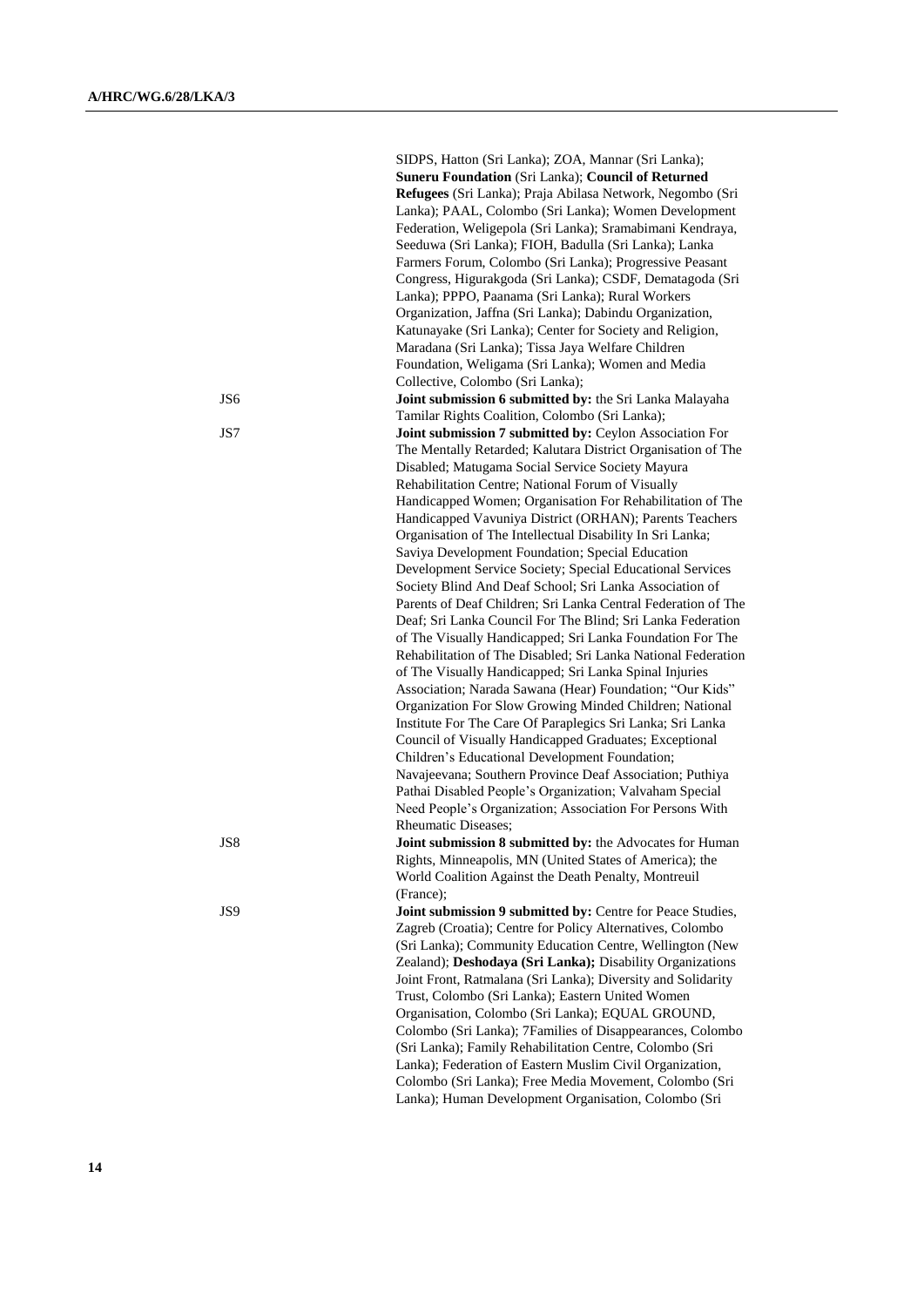SIDPS, Hatton (Sri Lanka); ZOA, Mannar (Sri Lanka); **Suneru Foundation** (Sri Lanka); **Council of Returned Refugees** (Sri Lanka); Praja Abilasa Network, Negombo (Sri Lanka); PAAL, Colombo (Sri Lanka); Women Development Federation, Weligepola (Sri Lanka); Sramabimani Kendraya, Seeduwa (Sri Lanka); FIOH, Badulla (Sri Lanka); Lanka Farmers Forum, Colombo (Sri Lanka); Progressive Peasant Congress, Higurakgoda (Sri Lanka); CSDF, Dematagoda (Sri Lanka); PPPO, Paanama (Sri Lanka); Rural Workers Organization, Jaffna (Sri Lanka); Dabindu Organization, Katunayake (Sri Lanka); Center for Society and Religion, Maradana (Sri Lanka); Tissa Jaya Welfare Children Foundation, Weligama (Sri Lanka); Women and Media Collective, Colombo (Sri Lanka);

JS6 **Joint submission 6 submitted by:** the Sri Lanka Malayaha Tamilar Rights Coalition, Colombo (Sri Lanka);

JS7 **Joint submission 7 submitted by:** Ceylon Association For The Mentally Retarded; Kalutara District Organisation of The Disabled; Matugama Social Service Society Mayura Rehabilitation Centre; National Forum of Visually Handicapped Women; Organisation For Rehabilitation of The Handicapped Vavuniya District (ORHAN); Parents Teachers Organisation of The Intellectual Disability In Sri Lanka; Saviya Development Foundation; Special Education Development Service Society; Special Educational Services Society Blind And Deaf School; Sri Lanka Association of Parents of Deaf Children; Sri Lanka Central Federation of The Deaf; Sri Lanka Council For The Blind; Sri Lanka Federation of The Visually Handicapped; Sri Lanka Foundation For The Rehabilitation of The Disabled; Sri Lanka National Federation of The Visually Handicapped; Sri Lanka Spinal Injuries Association; Narada Sawana (Hear) Foundation; "Our Kids" Organization For Slow Growing Minded Children; National Institute For The Care Of Paraplegics Sri Lanka; Sri Lanka Council of Visually Handicapped Graduates; Exceptional Children's Educational Development Foundation; Navajeevana; Southern Province Deaf Association; Puthiya Pathai Disabled People's Organization; Valvaham Special Need People's Organization; Association For Persons With Rheumatic Diseases;

JS8 **Joint submission 8 submitted by:** the Advocates for Human Rights, Minneapolis, MN (United States of America); the World Coalition Against the Death Penalty, Montreuil (France);

JS9 **Joint submission 9 submitted by:** Centre for Peace Studies, Zagreb (Croatia); Centre for Policy Alternatives, Colombo (Sri Lanka); Community Education Centre, Wellington (New Zealand); **Deshodaya (Sri Lanka);** Disability Organizations Joint Front, Ratmalana (Sri Lanka); Diversity and Solidarity Trust, Colombo (Sri Lanka); Eastern United Women Organisation, Colombo (Sri Lanka); EQUAL GROUND, Colombo (Sri Lanka); 7Families of Disappearances, Colombo (Sri Lanka); Family Rehabilitation Centre, Colombo (Sri Lanka); Federation of Eastern Muslim Civil Organization, Colombo (Sri Lanka); Free Media Movement, Colombo (Sri Lanka); Human Development Organisation, Colombo (Sri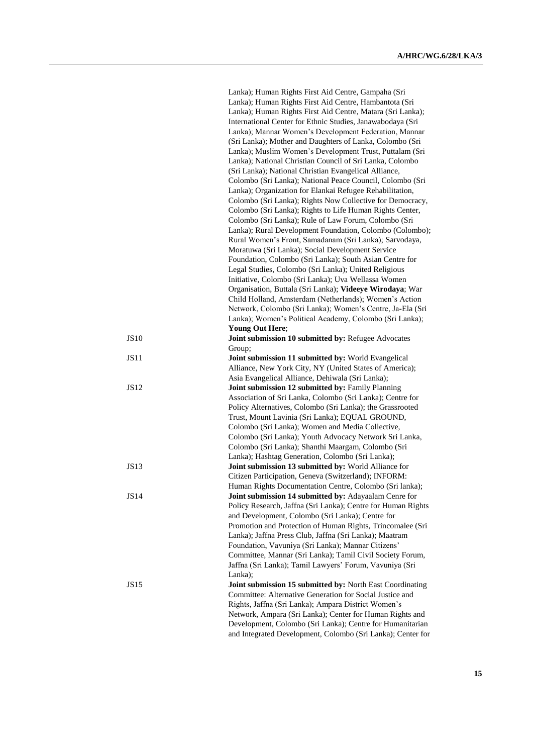Lanka); Human Rights First Aid Centre, Gampaha (Sri Lanka); Human Rights First Aid Centre, Hambantota (Sri Lanka); Human Rights First Aid Centre, Matara (Sri Lanka); International Center for Ethnic Studies, Janawabodaya (Sri Lanka); Mannar Women's Development Federation, Mannar (Sri Lanka); Mother and Daughters of Lanka, Colombo (Sri Lanka); Muslim Women's Development Trust, Puttalam (Sri Lanka); National Christian Council of Sri Lanka, Colombo (Sri Lanka); National Christian Evangelical Alliance, Colombo (Sri Lanka); National Peace Council, Colombo (Sri Lanka); Organization for Elankai Refugee Rehabilitation, Colombo (Sri Lanka); Rights Now Collective for Democracy, Colombo (Sri Lanka); Rights to Life Human Rights Center, Colombo (Sri Lanka); Rule of Law Forum, Colombo (Sri Lanka); Rural Development Foundation, Colombo (Colombo); Rural Women's Front, Samadanam (Sri Lanka); Sarvodaya, Moratuwa (Sri Lanka); Social Development Service Foundation, Colombo (Sri Lanka); South Asian Centre for Legal Studies, Colombo (Sri Lanka); United Religious Initiative, Colombo (Sri Lanka); Uva Wellassa Women Organisation, Buttala (Sri Lanka); **Videeye Wirodaya**; War Child Holland, Amsterdam (Netherlands); Women's Action Network, Colombo (Sri Lanka); Women's Centre, Ja-Ela (Sri Lanka); Women's Political Academy, Colombo (Sri Lanka); **Young Out Here**;

JS10 **Joint submission 10 submitted by:** Refugee Advocates Group;

JS11 **Joint submission 11 submitted by:** World Evangelical Alliance, New York City, NY (United States of America); Asia Evangelical Alliance, Dehiwala (Sri Lanka);

JS12 **Joint submission 12 submitted by:** Family Planning Association of Sri Lanka, Colombo (Sri Lanka); Centre for Policy Alternatives, Colombo (Sri Lanka); the Grassrooted Trust, Mount Lavinia (Sri Lanka); EQUAL GROUND, Colombo (Sri Lanka); Women and Media Collective, Colombo (Sri Lanka); Youth Advocacy Network Sri Lanka, Colombo (Sri Lanka); Shanthi Maargam, Colombo (Sri Lanka); Hashtag Generation, Colombo (Sri Lanka);

JS13 **Joint submission 13 submitted by:** World Alliance for Citizen Participation, Geneva (Switzerland); INFORM: Human Rights Documentation Centre, Colombo (Sri lanka);

JS14 **Joint submission 14 submitted by:** Adayaalam Cenre for Policy Research, Jaffna (Sri Lanka); Centre for Human Rights and Development, Colombo (Sri Lanka); Centre for Promotion and Protection of Human Rights, Trincomalee (Sri Lanka); Jaffna Press Club, Jaffna (Sri Lanka); Maatram Foundation, Vavuniya (Sri Lanka); Mannar Citizens' Committee, Mannar (Sri Lanka); Tamil Civil Society Forum, Jaffna (Sri Lanka); Tamil Lawyers' Forum, Vavuniya (Sri Lanka);

JS15 **Joint submission 15 submitted by:** North East Coordinating Committee: Alternative Generation for Social Justice and Rights, Jaffna (Sri Lanka); Ampara District Women's Network, Ampara (Sri Lanka); Center for Human Rights and Development, Colombo (Sri Lanka); Centre for Humanitarian and Integrated Development, Colombo (Sri Lanka); Center for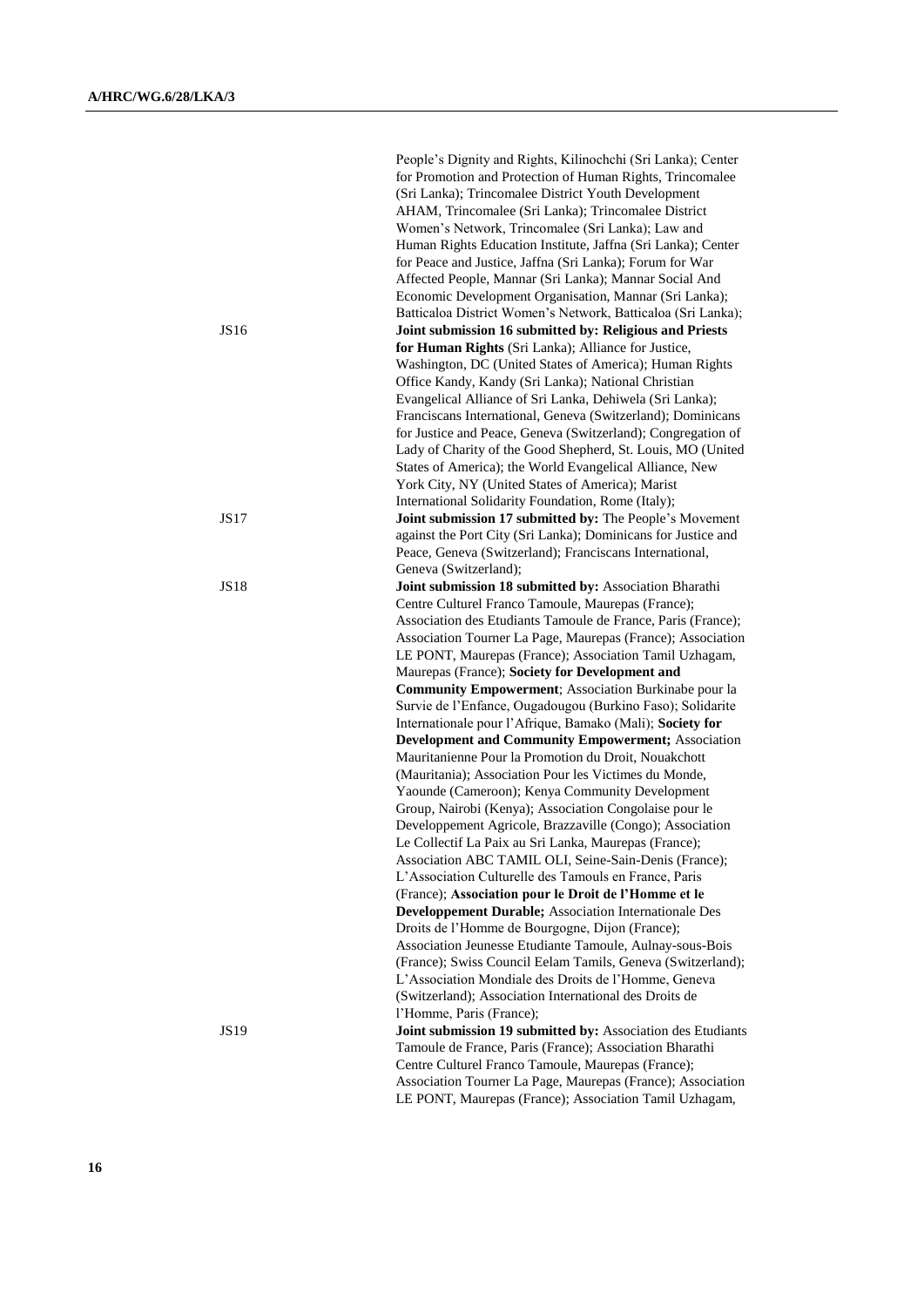| | |
|---|---|
| | People's Dignity and Rights, Kilinochchi (Sri Lanka); Center for Promotion and Protection of Human Rights, Trincomalee (Sri Lanka); Trincomalee District Youth Development AHAM, Trincomalee (Sri Lanka); Trincomalee District Women's Network, Trincomalee (Sri Lanka); Law and Human Rights Education Institute, Jaffna (Sri Lanka); Center for Peace and Justice, Jaffna (Sri Lanka); Forum for War Affected People, Mannar (Sri Lanka); Mannar Social And Economic Development Organisation, Mannar (Sri Lanka); Batticaloa District Women's Network, Batticaloa (Sri Lanka); |
| JS16 | **Joint submission 16 submitted by: Religious and Priests for Human Rights** (Sri Lanka); Alliance for Justice, Washington, DC (United States of America); Human Rights Office Kandy, Kandy (Sri Lanka); National Christian Evangelical Alliance of Sri Lanka, Dehiwela (Sri Lanka); Franciscans International, Geneva (Switzerland); Dominicans for Justice and Peace, Geneva (Switzerland); Congregation of Lady of Charity of the Good Shepherd, St. Louis, MO (United States of America); the World Evangelical Alliance, New York City, NY (United States of America); Marist International Solidarity Foundation, Rome (Italy); |
| JS17 | **Joint submission 17 submitted by:** The People's Movement against the Port City (Sri Lanka); Dominicans for Justice and Peace, Geneva (Switzerland); Franciscans International, Geneva (Switzerland); |
| JS18 | **Joint submission 18 submitted by:** Association Bharathi Centre Culturel Franco Tamoule, Maurepas (France); Association des Etudiants Tamoule de France, Paris (France); Association Tourner La Page, Maurepas (France); Association LE PONT, Maurepas (France); Association Tamil Uzhagam, Maurepas (France); **Society for Development and Community Empowerment**; Association Burkinabe pour la Survie de l'Enfance, Ougadougou (Burkino Faso); Solidarite Internationale pour l'Afrique, Bamako (Mali); **Society for Development and Community Empowerment;** Association Mauritanienne Pour la Promotion du Droit, Nouakchott (Mauritania); Association Pour les Victimes du Monde, Yaounde (Cameroon); Kenya Community Development Group, Nairobi (Kenya); Association Congolaise pour le Developpement Agricole, Brazzaville (Congo); Association Le Collectif La Paix au Sri Lanka, Maurepas (France); Association ABC TAMIL OLI, Seine-Sain-Denis (France); L'Association Culturelle des Tamouls en France, Paris (France); **Association pour le Droit de l'Homme et le Developpement Durable;** Association Internationale Des Droits de l'Homme de Bourgogne, Dijon (France); Association Jeunesse Etudiante Tamoule, Aulnay-sous-Bois (France); Swiss Council Eelam Tamils, Geneva (Switzerland); L'Association Mondiale des Droits de l'Homme, Geneva (Switzerland); Association International des Droits de l'Homme, Paris (France); |
| JS19 | **Joint submission 19 submitted by:** Association des Etudiants Tamoule de France, Paris (France); Association Bharathi Centre Culturel Franco Tamoule, Maurepas (France); Association Tourner La Page, Maurepas (France); Association LE PONT, Maurepas (France); Association Tamil Uzhagam, |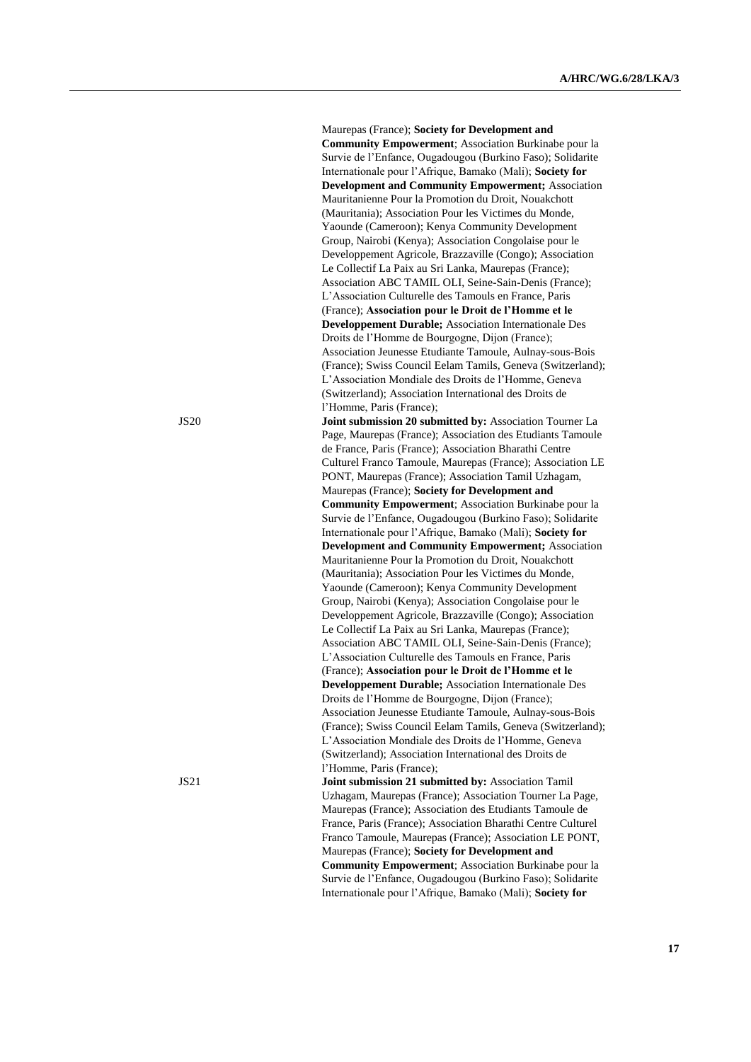Maurepas (France); **Society for Development and Community Empowerment**; Association Burkinabe pour la Survie de l'Enfance, Ougadougou (Burkino Faso); Solidarite Internationale pour l'Afrique, Bamako (Mali); **Society for Development and Community Empowerment;** Association Mauritanienne Pour la Promotion du Droit, Nouakchott (Mauritania); Association Pour les Victimes du Monde, Yaounde (Cameroon); Kenya Community Development Group, Nairobi (Kenya); Association Congolaise pour le Developpement Agricole, Brazzaville (Congo); Association Le Collectif La Paix au Sri Lanka, Maurepas (France); Association ABC TAMIL OLI, Seine-Sain-Denis (France); L'Association Culturelle des Tamouls en France, Paris (France); **Association pour le Droit de l'Homme et le Developpement Durable;** Association Internationale Des Droits de l'Homme de Bourgogne, Dijon (France); Association Jeunesse Etudiante Tamoule, Aulnay-sous-Bois (France); Swiss Council Eelam Tamils, Geneva (Switzerland); L'Association Mondiale des Droits de l'Homme, Geneva (Switzerland); Association International des Droits de l'Homme, Paris (France);

JS20 **Joint submission 20 submitted by:** Association Tourner La Page, Maurepas (France); Association des Etudiants Tamoule de France, Paris (France); Association Bharathi Centre Culturel Franco Tamoule, Maurepas (France); Association LE PONT, Maurepas (France); Association Tamil Uzhagam, Maurepas (France); **Society for Development and Community Empowerment**; Association Burkinabe pour la Survie de l'Enfance, Ougadougou (Burkino Faso); Solidarite Internationale pour l'Afrique, Bamako (Mali); **Society for Development and Community Empowerment;** Association Mauritanienne Pour la Promotion du Droit, Nouakchott (Mauritania); Association Pour les Victimes du Monde, Yaounde (Cameroon); Kenya Community Development Group, Nairobi (Kenya); Association Congolaise pour le Developpement Agricole, Brazzaville (Congo); Association Le Collectif La Paix au Sri Lanka, Maurepas (France); Association ABC TAMIL OLI, Seine-Sain-Denis (France); L'Association Culturelle des Tamouls en France, Paris (France); **Association pour le Droit de l'Homme et le Developpement Durable;** Association Internationale Des Droits de l'Homme de Bourgogne, Dijon (France); Association Jeunesse Etudiante Tamoule, Aulnay-sous-Bois (France); Swiss Council Eelam Tamils, Geneva (Switzerland); L'Association Mondiale des Droits de l'Homme, Geneva (Switzerland); Association International des Droits de l'Homme, Paris (France);

JS21 **Joint submission 21 submitted by:** Association Tamil Uzhagam, Maurepas (France); Association Tourner La Page, Maurepas (France); Association des Etudiants Tamoule de France, Paris (France); Association Bharathi Centre Culturel Franco Tamoule, Maurepas (France); Association LE PONT, Maurepas (France); **Society for Development and Community Empowerment**; Association Burkinabe pour la Survie de l'Enfance, Ougadougou (Burkino Faso); Solidarite Internationale pour l'Afrique, Bamako (Mali); **Society for**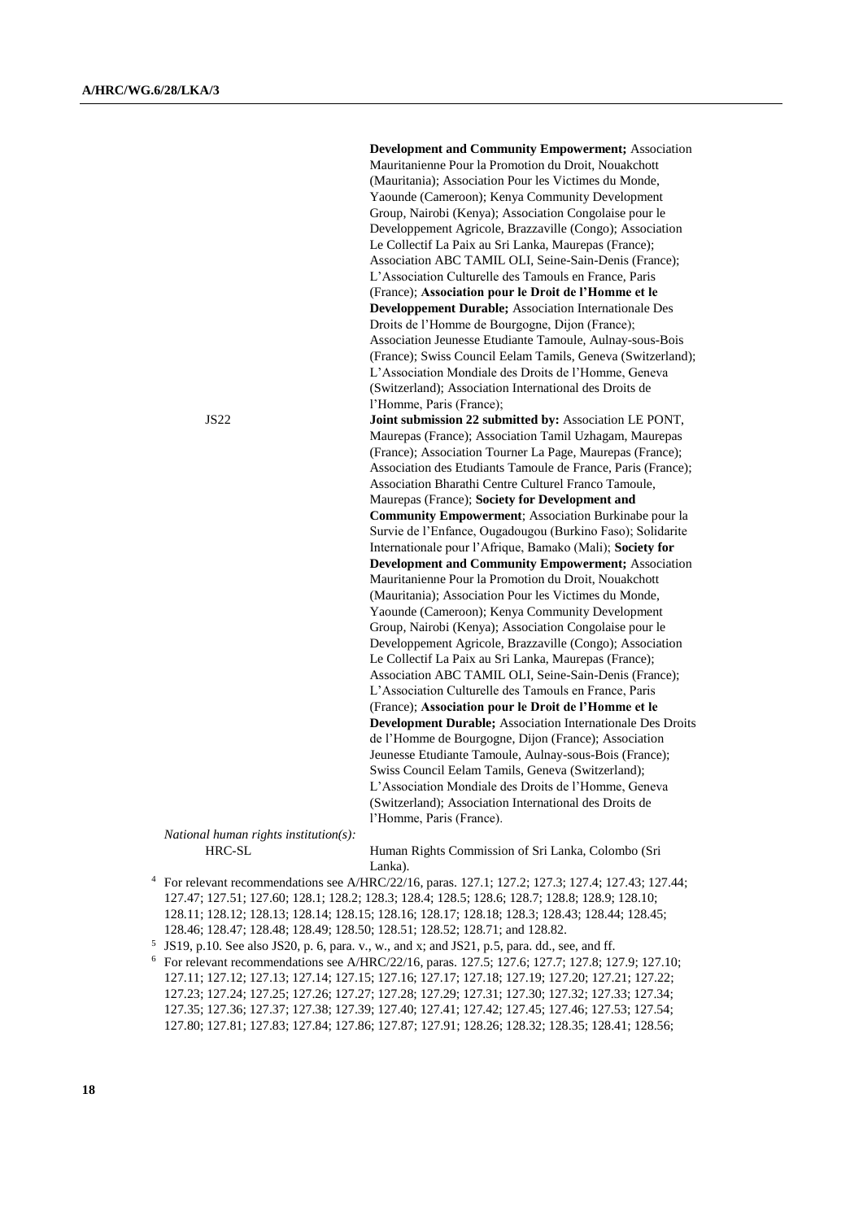**Development and Community Empowerment;** Association Mauritanienne Pour la Promotion du Droit, Nouakchott (Mauritania); Association Pour les Victimes du Monde, Yaounde (Cameroon); Kenya Community Development Group, Nairobi (Kenya); Association Congolaise pour le Developpement Agricole, Brazzaville (Congo); Association Le Collectif La Paix au Sri Lanka, Maurepas (France); Association ABC TAMIL OLI, Seine-Sain-Denis (France); L'Association Culturelle des Tamouls en France, Paris (France); **Association pour le Droit de l'Homme et le Developpement Durable;** Association Internationale Des Droits de l'Homme de Bourgogne, Dijon (France); Association Jeunesse Etudiante Tamoule, Aulnay-sous-Bois (France); Swiss Council Eelam Tamils, Geneva (Switzerland); L'Association Mondiale des Droits de l'Homme, Geneva (Switzerland); Association International des Droits de l'Homme, Paris (France);

JS22 — **Joint submission 22 submitted by:** Association LE PONT, Maurepas (France); Association Tamil Uzhagam, Maurepas (France); Association Tourner La Page, Maurepas (France); Association des Etudiants Tamoule de France, Paris (France); Association Bharathi Centre Culturel Franco Tamoule, Maurepas (France); **Society for Development and Community Empowerment**; Association Burkinabe pour la Survie de l'Enfance, Ougadougou (Burkino Faso); Solidarite Internationale pour l'Afrique, Bamako (Mali); **Society for Development and Community Empowerment;** Association Mauritanienne Pour la Promotion du Droit, Nouakchott (Mauritania); Association Pour les Victimes du Monde, Yaounde (Cameroon); Kenya Community Development Group, Nairobi (Kenya); Association Congolaise pour le Developpement Agricole, Brazzaville (Congo); Association Le Collectif La Paix au Sri Lanka, Maurepas (France); Association ABC TAMIL OLI, Seine-Sain-Denis (France); L'Association Culturelle des Tamouls en France, Paris (France); **Association pour le Droit de l'Homme et le Development Durable;** Association Internationale Des Droits de l'Homme de Bourgogne, Dijon (France); Association Jeunesse Etudiante Tamoule, Aulnay-sous-Bois (France); Swiss Council Eelam Tamils, Geneva (Switzerland); L'Association Mondiale des Droits de l'Homme, Geneva (Switzerland); Association International des Droits de l'Homme, Paris (France).

*National human rights institution(s):*

HRC-SL — Human Rights Commission of Sri Lanka, Colombo (Sri Lanka).

[4] For relevant recommendations see A/HRC/22/16, paras. 127.1; 127.2; 127.3; 127.4; 127.43; 127.44; 127.47; 127.51; 127.60; 128.1; 128.2; 128.3; 128.4; 128.5; 128.6; 128.7; 128.8; 128.9; 128.10; 128.11; 128.12; 128.13; 128.14; 128.15; 128.16; 128.17; 128.18; 128.3; 128.43; 128.44; 128.45; 128.46; 128.47; 128.48; 128.49; 128.50; 128.51; 128.52; 128.71; and 128.82.

[5] JS19, p.10. See also JS20, p. 6, para. v., w., and x; and JS21, p.5, para. dd., see, and ff.

[6] For relevant recommendations see A/HRC/22/16, paras. 127.5; 127.6; 127.7; 127.8; 127.9; 127.10; 127.11; 127.12; 127.13; 127.14; 127.15; 127.16; 127.17; 127.18; 127.19; 127.20; 127.21; 127.22; 127.23; 127.24; 127.25; 127.26; 127.27; 127.28; 127.29; 127.31; 127.30; 127.32; 127.33; 127.34; 127.35; 127.36; 127.37; 127.38; 127.39; 127.40; 127.41; 127.42; 127.45; 127.46; 127.53; 127.54; 127.80; 127.81; 127.83; 127.84; 127.86; 127.87; 127.91; 128.26; 128.32; 128.35; 128.41; 128.56;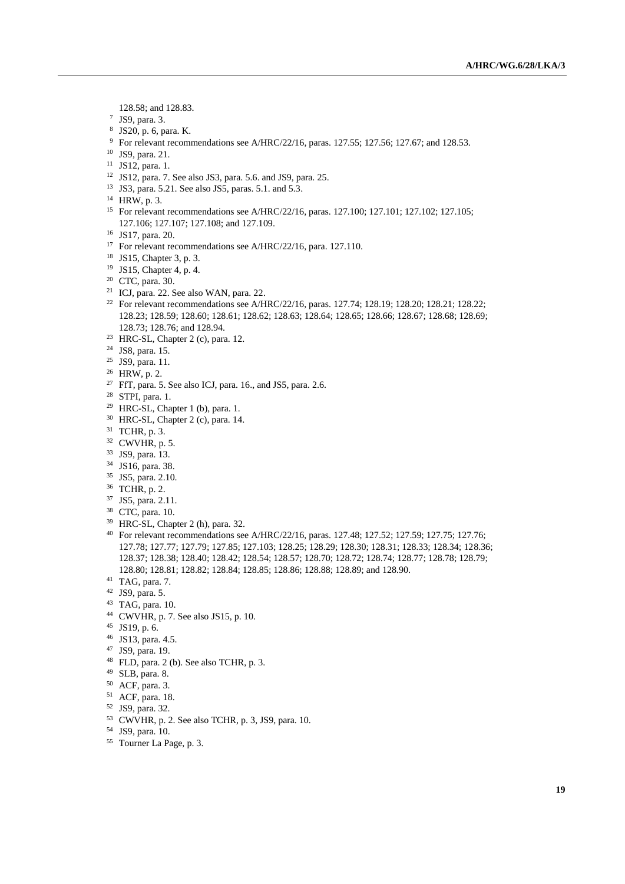128.58; and 128.83.

[7] JS9, para. 3.

[8] JS20, p. 6, para. K.

[9] For relevant recommendations see A/HRC/22/16, paras. 127.55; 127.56; 127.67; and 128.53.

[10] JS9, para. 21.

[11] JS12, para. 1.

[12] JS12, para. 7. See also JS3, para. 5.6. and JS9, para. 25.

[13] JS3, para. 5.21. See also JS5, paras. 5.1. and 5.3.

[14] HRW, p. 3.

[15] For relevant recommendations see A/HRC/22/16, paras. 127.100; 127.101; 127.102; 127.105; 127.106; 127.107; 127.108; and 127.109.

[16] JS17, para. 20.

[17] For relevant recommendations see A/HRC/22/16, para. 127.110.

[18] JS15, Chapter 3, p. 3.

[19] JS15, Chapter 4, p. 4.

[20] CTC, para. 30.

[21] ICJ, para. 22. See also WAN, para. 22.

[22] For relevant recommendations see A/HRC/22/16, paras. 127.74; 128.19; 128.20; 128.21; 128.22; 128.23; 128.59; 128.60; 128.61; 128.62; 128.63; 128.64; 128.65; 128.66; 128.67; 128.68; 128.69; 128.73; 128.76; and 128.94.

[23] HRC-SL, Chapter 2 (c), para. 12.

[24] JS8, para. 15.

[25] JS9, para. 11.

[26] HRW, p. 2.

[27] FfT, para. 5. See also ICJ, para. 16., and JS5, para. 2.6.

[28] STPI, para. 1.

[29] HRC-SL, Chapter 1 (b), para. 1.

[30] HRC-SL, Chapter 2 (c), para. 14.

[31] TCHR, p. 3.

[32] CWVHR, p. 5.

[33] JS9, para. 13.

[34] JS16, para. 38.

[35] JS5, para. 2.10.

[36] TCHR, p. 2.

[37] JS5, para. 2.11.

[38] CTC, para. 10.

[39] HRC-SL, Chapter 2 (h), para. 32.

[40] For relevant recommendations see A/HRC/22/16, paras. 127.48; 127.52; 127.59; 127.75; 127.76; 127.78; 127.77; 127.79; 127.85; 127.103; 128.25; 128.29; 128.30; 128.31; 128.33; 128.34; 128.36; 128.37; 128.38; 128.40; 128.42; 128.54; 128.57; 128.70; 128.72; 128.74; 128.77; 128.78; 128.79; 128.80; 128.81; 128.82; 128.84; 128.85; 128.86; 128.88; 128.89; and 128.90.

[41] TAG, para. 7.

[42] JS9, para. 5.

[43] TAG, para. 10.

[44] CWVHR, p. 7. See also JS15, p. 10.

[45] JS19, p. 6.

[46] JS13, para. 4.5.

[47] JS9, para. 19.

[48] FLD, para. 2 (b). See also TCHR, p. 3.

[49] SLB, para. 8.

[50] ACF, para. 3.

[51] ACF, para. 18.

[52] JS9, para. 32.

[53] CWVHR, p. 2. See also TCHR, p. 3, JS9, para. 10.

[54] JS9, para. 10.

[55] Tourner La Page, p. 3.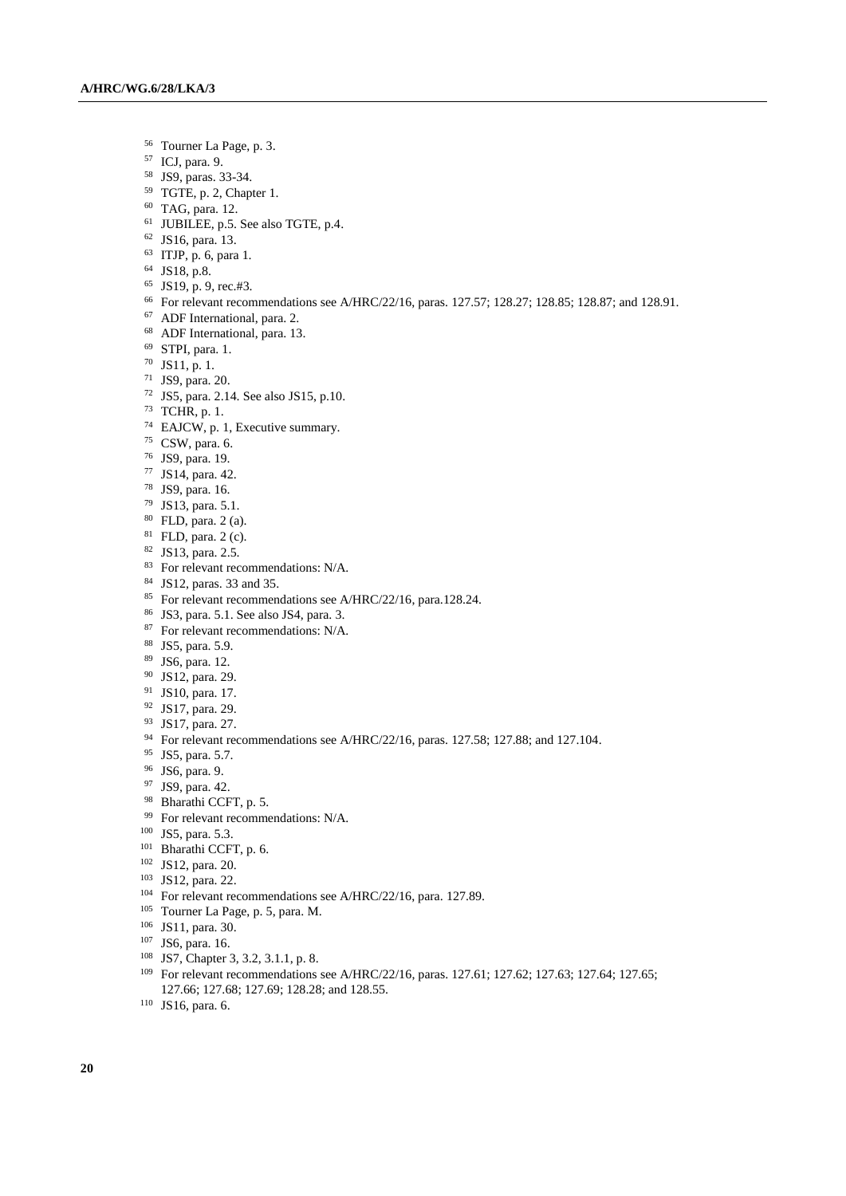[56] Tourner La Page, p. 3.
[57] ICJ, para. 9.
[58] JS9, paras. 33-34.
[59] TGTE, p. 2, Chapter 1.
[60] TAG, para. 12.
[61] JUBILEE, p.5. See also TGTE, p.4.
[62] JS16, para. 13.
[63] ITJP, p. 6, para 1.
[64] JS18, p.8.
[65] JS19, p. 9, rec.#3.
[66] For relevant recommendations see A/HRC/22/16, paras. 127.57; 128.27; 128.85; 128.87; and 128.91.
[67] ADF International, para. 2.
[68] ADF International, para. 13.
[69] STPI, para. 1.
[70] JS11, p. 1.
[71] JS9, para. 20.
[72] JS5, para. 2.14. See also JS15, p.10.
[73] TCHR, p. 1.
[74] EAJCW, p. 1, Executive summary.
[75] CSW, para. 6.
[76] JS9, para. 19.
[77] JS14, para. 42.
[78] JS9, para. 16.
[79] JS13, para. 5.1.
[80] FLD, para. 2 (a).
[81] FLD, para. 2 (c).
[82] JS13, para. 2.5.
[83] For relevant recommendations: N/A.
[84] JS12, paras. 33 and 35.
[85] For relevant recommendations see A/HRC/22/16, para.128.24.
[86] JS3, para. 5.1. See also JS4, para. 3.
[87] For relevant recommendations: N/A.
[88] JS5, para. 5.9.
[89] JS6, para. 12.
[90] JS12, para. 29.
[91] JS10, para. 17.
[92] JS17, para. 29.
[93] JS17, para. 27.
[94] For relevant recommendations see A/HRC/22/16, paras. 127.58; 127.88; and 127.104.
[95] JS5, para. 5.7.
[96] JS6, para. 9.
[97] JS9, para. 42.
[98] Bharathi CCFT, p. 5.
[99] For relevant recommendations: N/A.
[100] JS5, para. 5.3.
[101] Bharathi CCFT, p. 6.
[102] JS12, para. 20.
[103] JS12, para. 22.
[104] For relevant recommendations see A/HRC/22/16, para. 127.89.
[105] Tourner La Page, p. 5, para. M.
[106] JS11, para. 30.
[107] JS6, para. 16.
[108] JS7, Chapter 3, 3.2, 3.1.1, p. 8.
[109] For relevant recommendations see A/HRC/22/16, paras. 127.61; 127.62; 127.63; 127.64; 127.65; 127.66; 127.68; 127.69; 128.28; and 128.55.
[110] JS16, para. 6.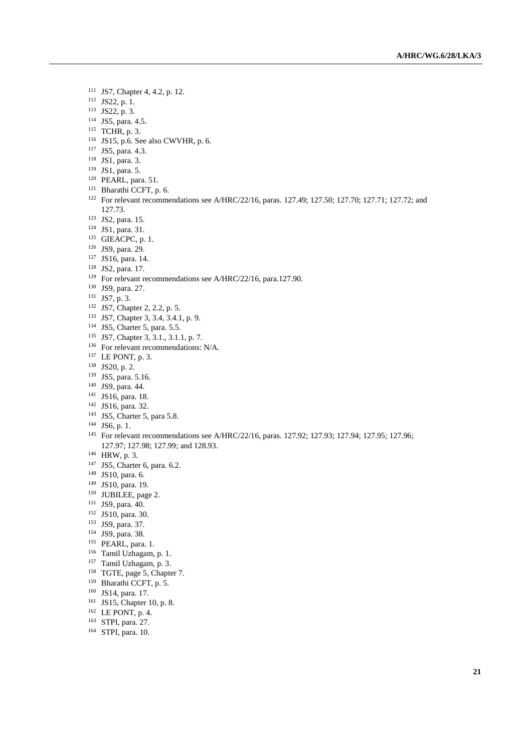[111] JS7, Chapter 4, 4.2, p. 12.
[112] JS22, p. 1.
[113] JS22, p. 3.
[114] JS5, para. 4.5.
[115] TCHR, p. 3.
[116] JS15, p.6. See also CWVHR, p. 6.
[117] JS5, para. 4.3.
[118] JS1, para. 3.
[119] JS1, para. 5.
[120] PEARL, para. 51.
[121] Bharathi CCFT, p. 6.
[122] For relevant recommendations see A/HRC/22/16, paras. 127.49; 127.50; 127.70; 127.71; 127.72; and 127.73.
[123] JS2, para. 15.
[124] JS1, para. 31.
[125] GIEACPC, p. 1.
[126] JS9, para. 29.
[127] JS16, para. 14.
[128] JS2, para. 17.
[129] For relevant recommendations see A/HRC/22/16, para.127.90.
[130] JS9, para. 27.
[131] JS7, p. 3.
[132] JS7, Chapter 2, 2.2, p. 5.
[133] JS7, Chapter 3, 3.4, 3.4.1, p. 9.
[134] JS5, Charter 5, para. 5.5.
[135] JS7, Chapter 3, 3.1., 3.1.1, p. 7.
[136] For relevant recommendations: N/A.
[137] LE PONT, p. 3.
[138] JS20, p. 2.
[139] JS5, para. 5.16.
[140] JS9, para. 44.
[141] JS16, para. 18.
[142] JS16, para. 32.
[143] JS5, Charter 5, para 5.8.
[144] JS6, p. 1.
[145] For relevant recommendations see A/HRC/22/16, paras. 127.92; 127.93; 127.94; 127.95; 127.96; 127.97; 127.98; 127.99; and 128.93.
[146] HRW, p. 3.
[147] JS5, Charter 6, para. 6.2.
[148] JS10, para. 6.
[149] JS10, para. 19.
[150] JUBILEE, page 2.
[151] JS9, para. 40.
[152] JS10, para. 30.
[153] JS9, para. 37.
[154] JS9, para. 38.
[155] PEARL, para. 1.
[156] Tamil Uzhagam, p. 1.
[157] Tamil Uzhagam, p. 3.
[158] TGTE, page 5, Chapter 7.
[159] Bharathi CCFT, p. 5.
[160] JS14, para. 17.
[161] JS15, Chapter 10, p. 8.
[162] LE PONT, p. 4.
[163] STPI, para. 27.
[164] STPI, para. 10.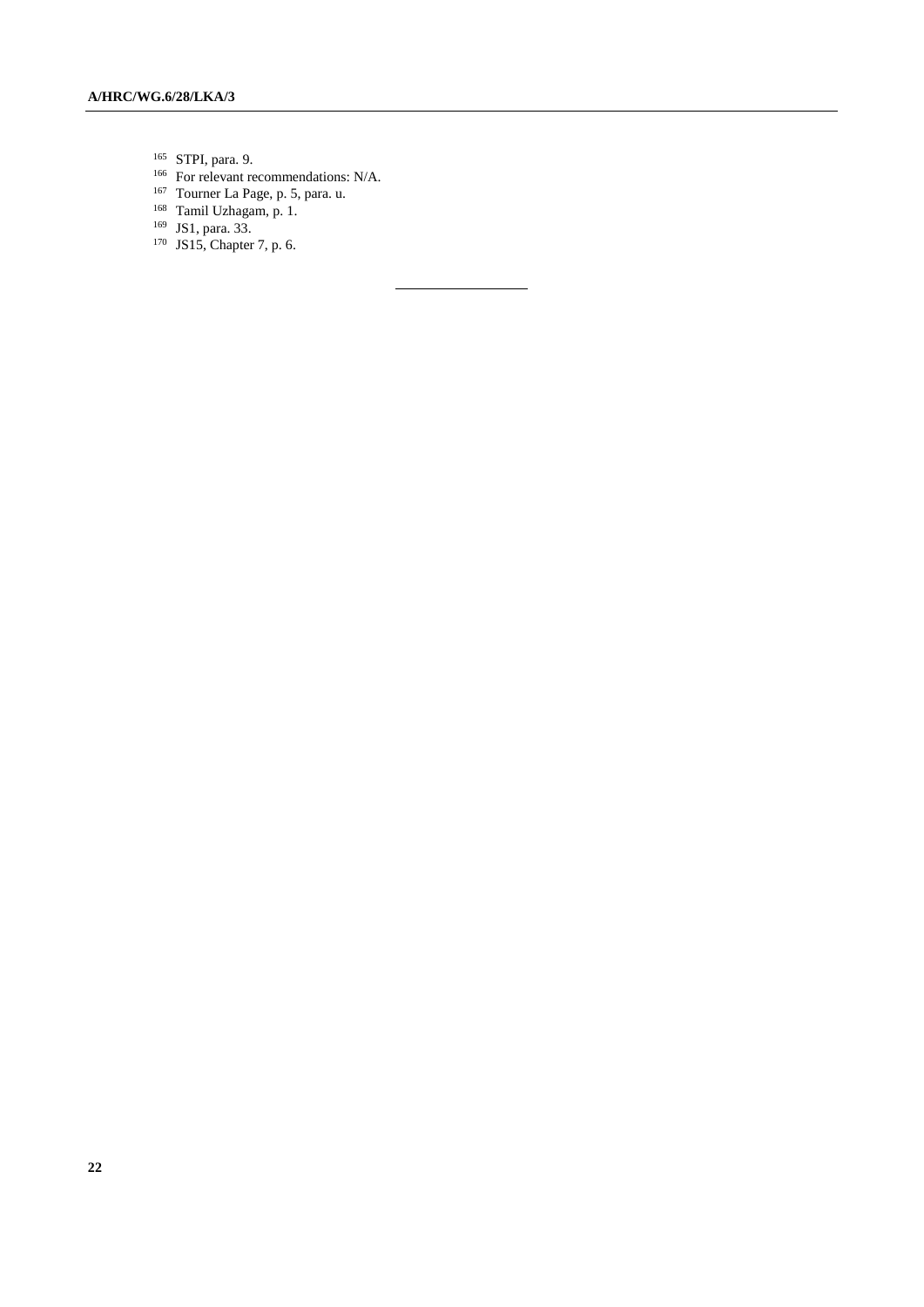[165] STPI, para. 9.

[166] For relevant recommendations: N/A.

[167] Tourner La Page, p. 5, para. u.

[168] Tamil Uzhagam, p. 1.

[169] JS1, para. 33.

[170] JS15, Chapter 7, p. 6.